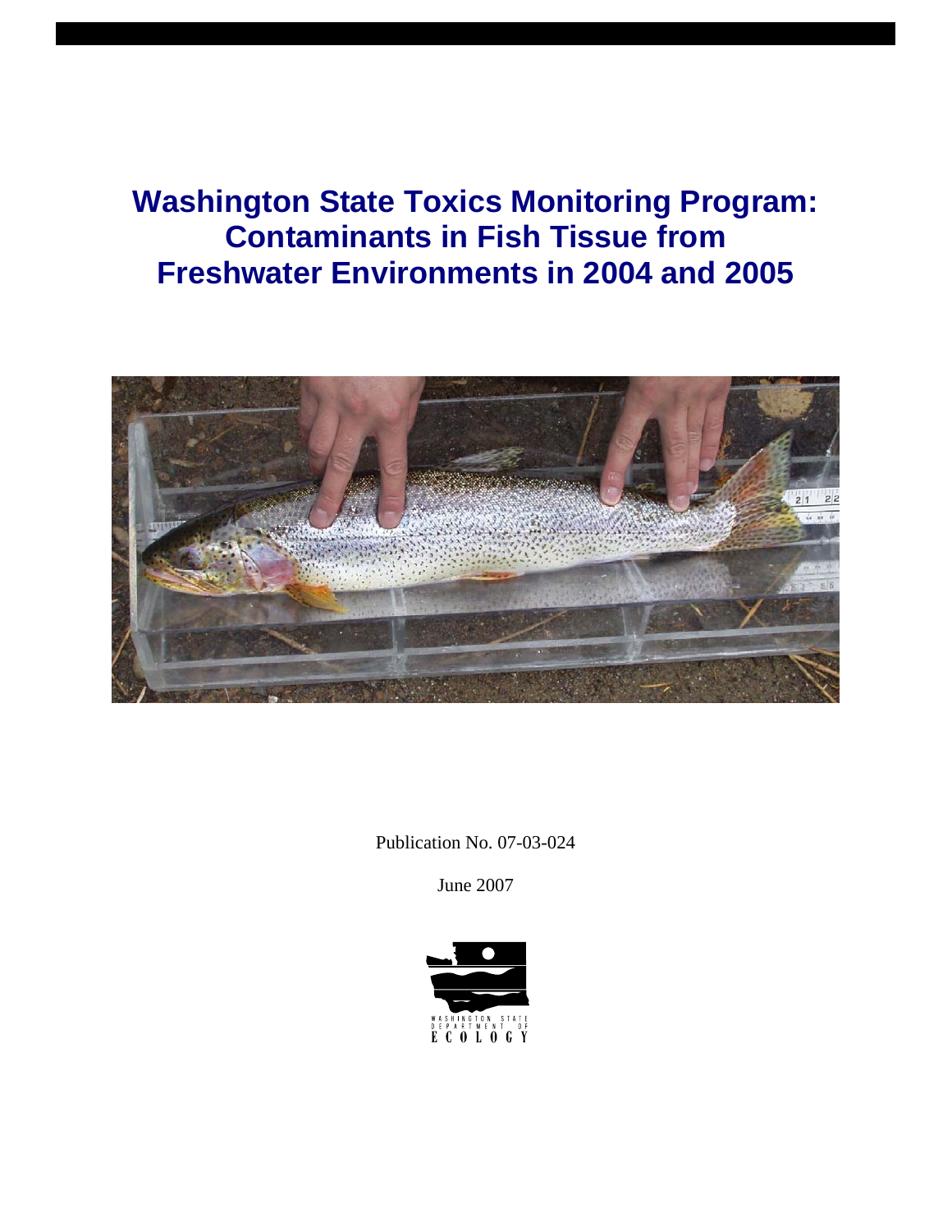# Washington State Toxics Monitoring Program: Contaminants in Fish Tissue from Freshwater Environments in 2004 and 2005

Publication No. 07-03-024

June 2007

WASHINGTON STATE DEPARTMENT OF ECOLOGY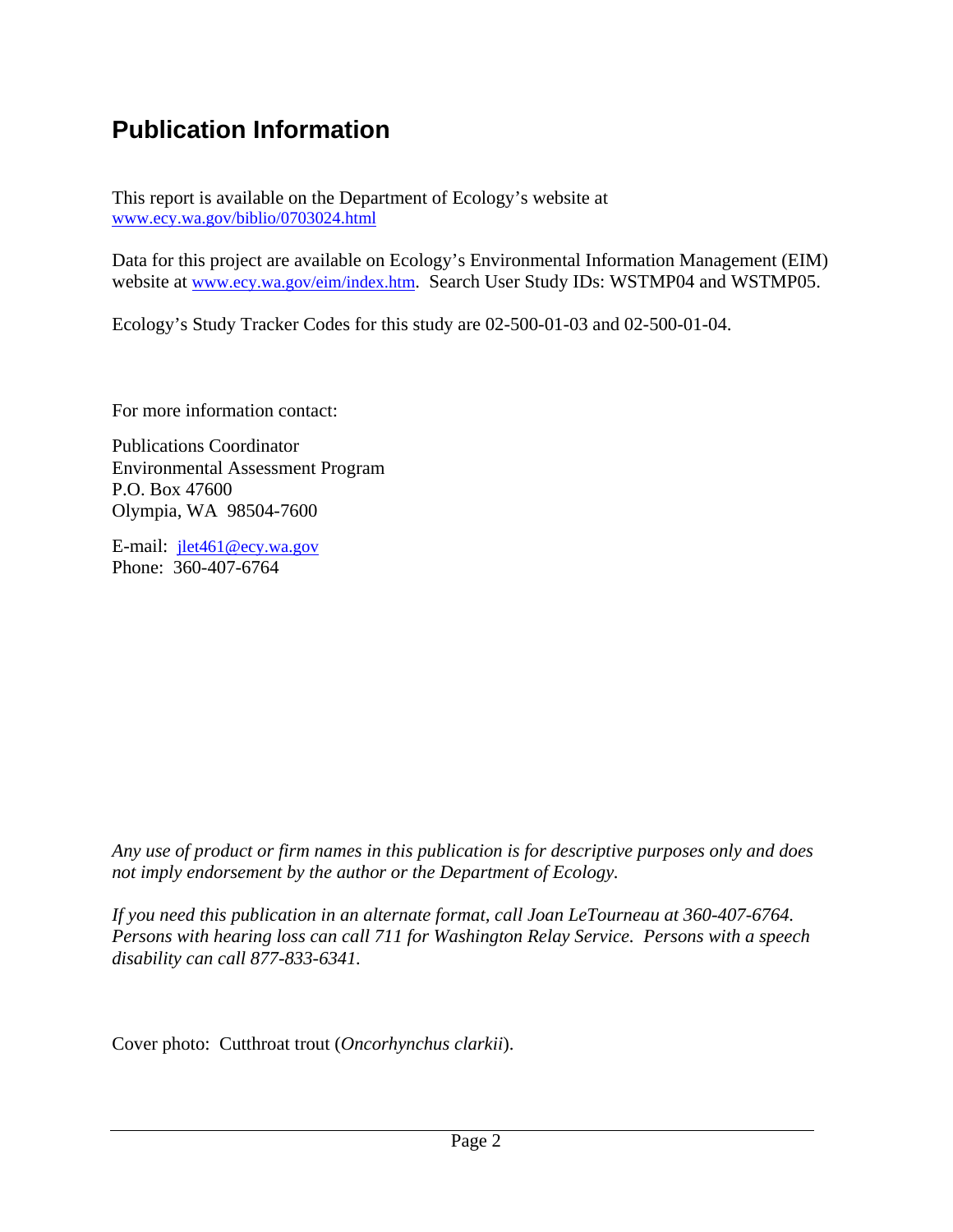# Publication Information

This report is available on the Department of Ecology's website at
www.ecy.wa.gov/biblio/0703024.html

Data for this project are available on Ecology's Environmental Information Management (EIM) website at www.ecy.wa.gov/eim/index.htm. Search User Study IDs: WSTMP04 and WSTMP05.

Ecology's Study Tracker Codes for this study are 02-500-01-03 and 02-500-01-04.

For more information contact:

Publications Coordinator
Environmental Assessment Program
P.O. Box 47600
Olympia, WA 98504-7600

E-mail: jlet461@ecy.wa.gov
Phone: 360-407-6764

*Any use of product or firm names in this publication is for descriptive purposes only and does not imply endorsement by the author or the Department of Ecology.*

*If you need this publication in an alternate format, call Joan LeTourneau at 360-407-6764. Persons with hearing loss can call 711 for Washington Relay Service. Persons with a speech disability can call 877-833-6341.*

Cover photo: Cutthroat trout (*Oncorhynchus clarkii*).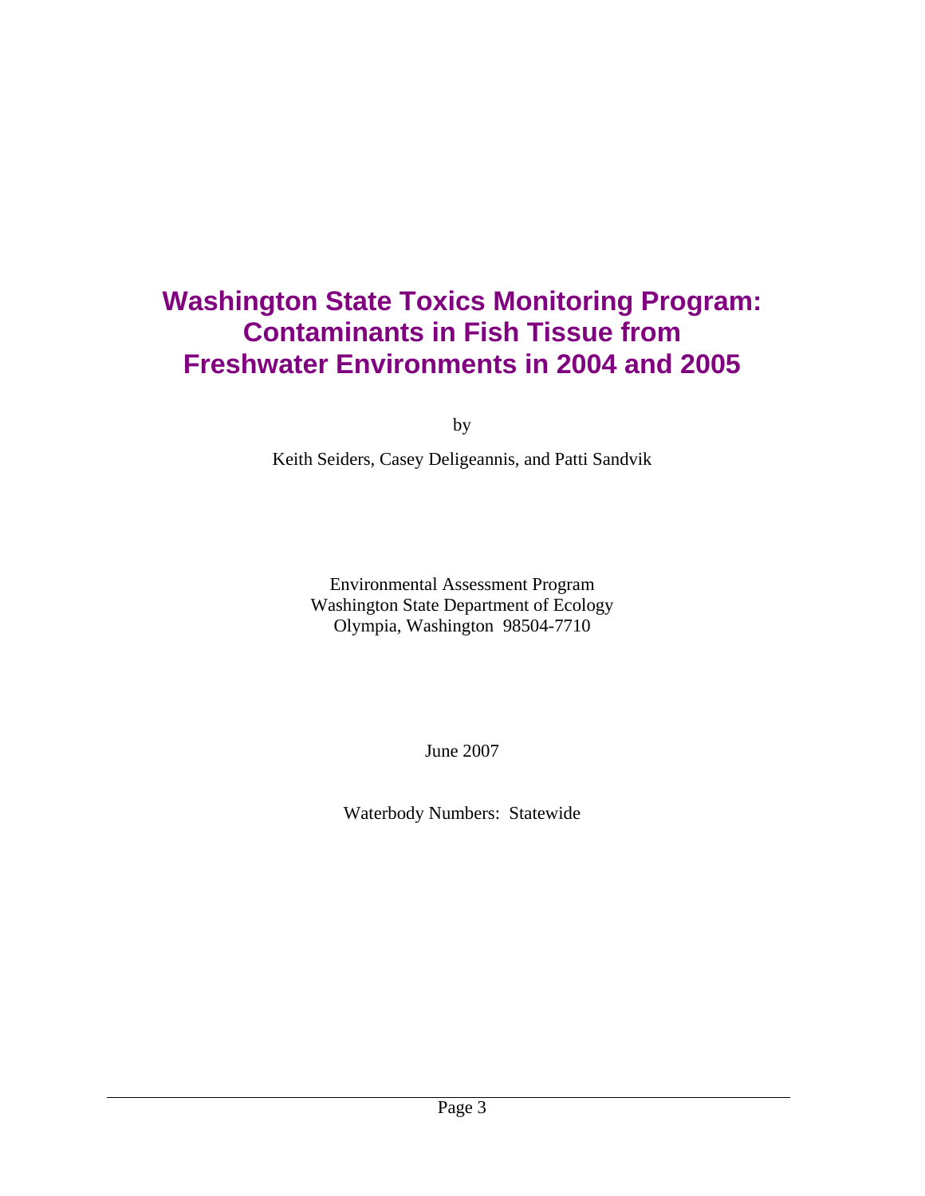# Washington State Toxics Monitoring Program: Contaminants in Fish Tissue from Freshwater Environments in 2004 and 2005

by

Keith Seiders, Casey Deligeannis, and Patti Sandvik

Environmental Assessment Program
Washington State Department of Ecology
Olympia, Washington 98504-7710

June 2007

Waterbody Numbers: Statewide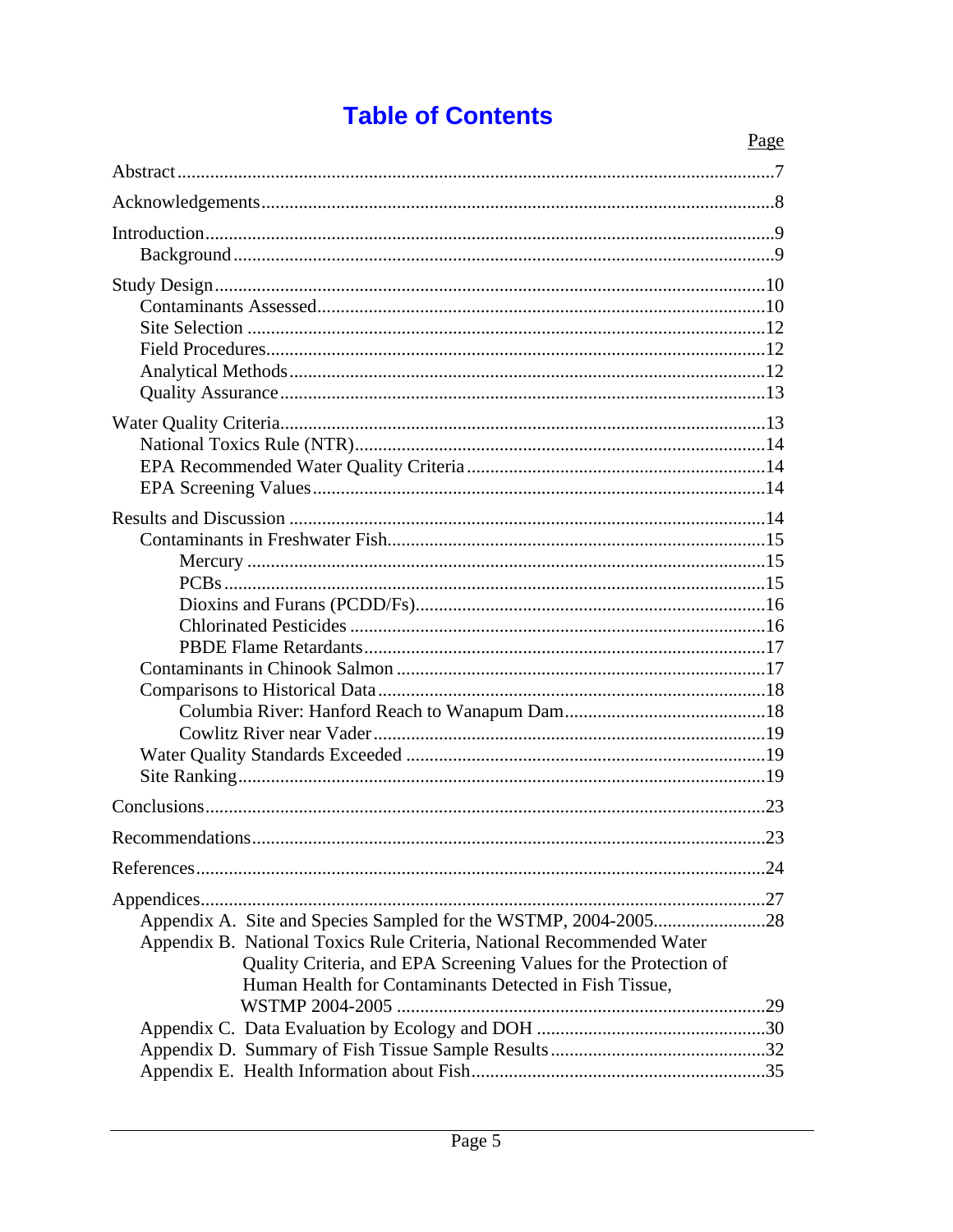# Table of Contents

Page

Abstract .......... 7

Acknowledgements .......... 8

Introduction .......... 9
- Background .......... 9

Study Design .......... 10
- Contaminants Assessed .......... 10
- Site Selection .......... 12
- Field Procedures .......... 12
- Analytical Methods .......... 12
- Quality Assurance .......... 13

Water Quality Criteria .......... 13
- National Toxics Rule (NTR) .......... 14
- EPA Recommended Water Quality Criteria .......... 14
- EPA Screening Values .......... 14

Results and Discussion .......... 14
- Contaminants in Freshwater Fish .......... 15
  - Mercury .......... 15
  - PCBs .......... 15
  - Dioxins and Furans (PCDD/Fs) .......... 16
  - Chlorinated Pesticides .......... 16
  - PBDE Flame Retardants .......... 17
- Contaminants in Chinook Salmon .......... 17
- Comparisons to Historical Data .......... 18
  - Columbia River: Hanford Reach to Wanapum Dam .......... 18
  - Cowlitz River near Vader .......... 19
- Water Quality Standards Exceeded .......... 19
- Site Ranking .......... 19

Conclusions .......... 23

Recommendations .......... 23

References .......... 24

Appendices .......... 27
- Appendix A. Site and Species Sampled for the WSTMP, 2004-2005 .......... 28
- Appendix B. National Toxics Rule Criteria, National Recommended Water Quality Criteria, and EPA Screening Values for the Protection of Human Health for Contaminants Detected in Fish Tissue, WSTMP 2004-2005 .......... 29
- Appendix C. Data Evaluation by Ecology and DOH .......... 30
- Appendix D. Summary of Fish Tissue Sample Results .......... 32
- Appendix E. Health Information about Fish .......... 35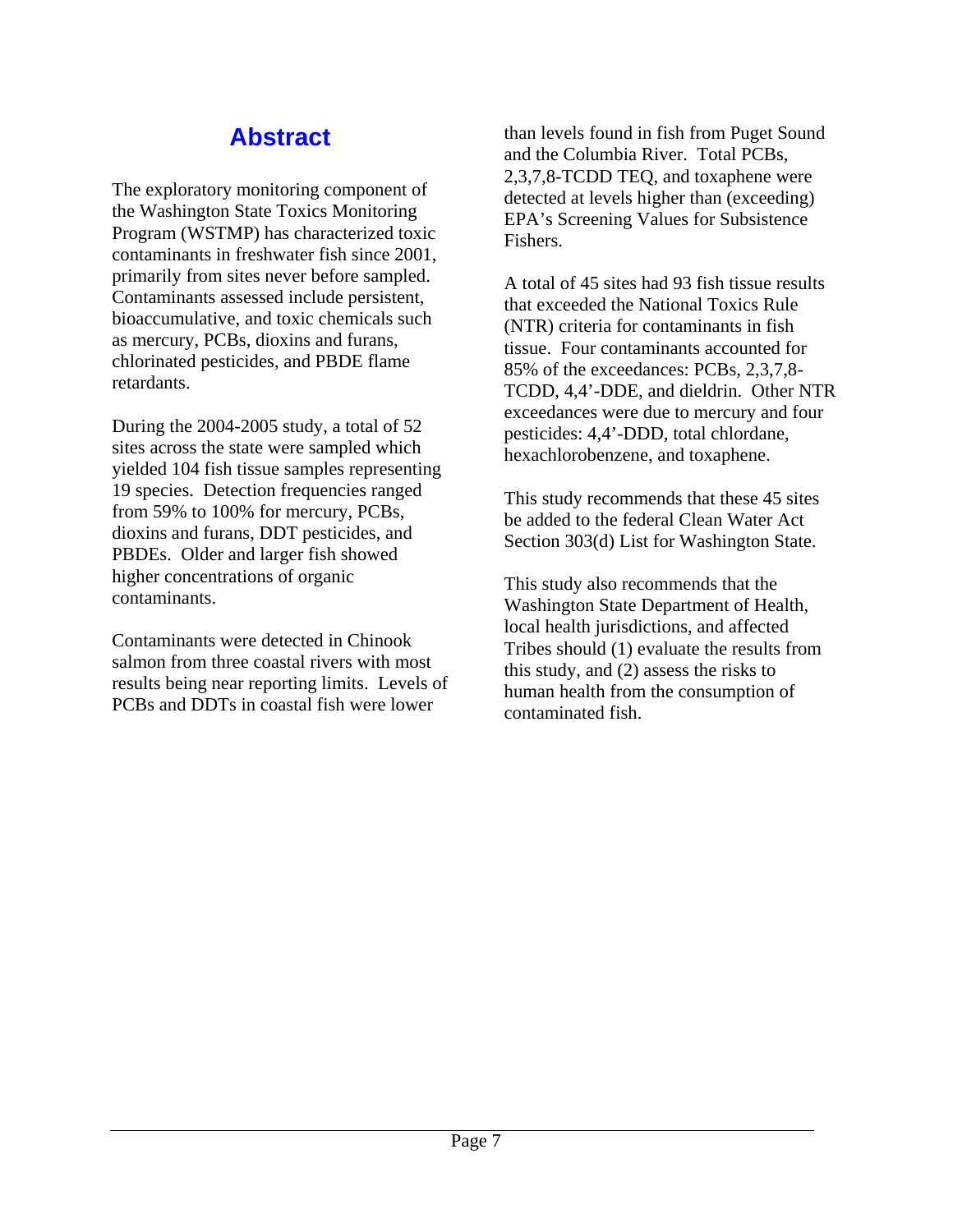# Abstract

The exploratory monitoring component of the Washington State Toxics Monitoring Program (WSTMP) has characterized toxic contaminants in freshwater fish since 2001, primarily from sites never before sampled. Contaminants assessed include persistent, bioaccumulative, and toxic chemicals such as mercury, PCBs, dioxins and furans, chlorinated pesticides, and PBDE flame retardants.

During the 2004-2005 study, a total of 52 sites across the state were sampled which yielded 104 fish tissue samples representing 19 species. Detection frequencies ranged from 59% to 100% for mercury, PCBs, dioxins and furans, DDT pesticides, and PBDEs. Older and larger fish showed higher concentrations of organic contaminants.

Contaminants were detected in Chinook salmon from three coastal rivers with most results being near reporting limits. Levels of PCBs and DDTs in coastal fish were lower than levels found in fish from Puget Sound and the Columbia River. Total PCBs, 2,3,7,8-TCDD TEQ, and toxaphene were detected at levels higher than (exceeding) EPA's Screening Values for Subsistence Fishers.

A total of 45 sites had 93 fish tissue results that exceeded the National Toxics Rule (NTR) criteria for contaminants in fish tissue. Four contaminants accounted for 85% of the exceedances: PCBs, 2,3,7,8-TCDD, 4,4'-DDE, and dieldrin. Other NTR exceedances were due to mercury and four pesticides: 4,4'-DDD, total chlordane, hexachlorobenzene, and toxaphene.

This study recommends that these 45 sites be added to the federal Clean Water Act Section 303(d) List for Washington State.

This study also recommends that the Washington State Department of Health, local health jurisdictions, and affected Tribes should (1) evaluate the results from this study, and (2) assess the risks to human health from the consumption of contaminated fish.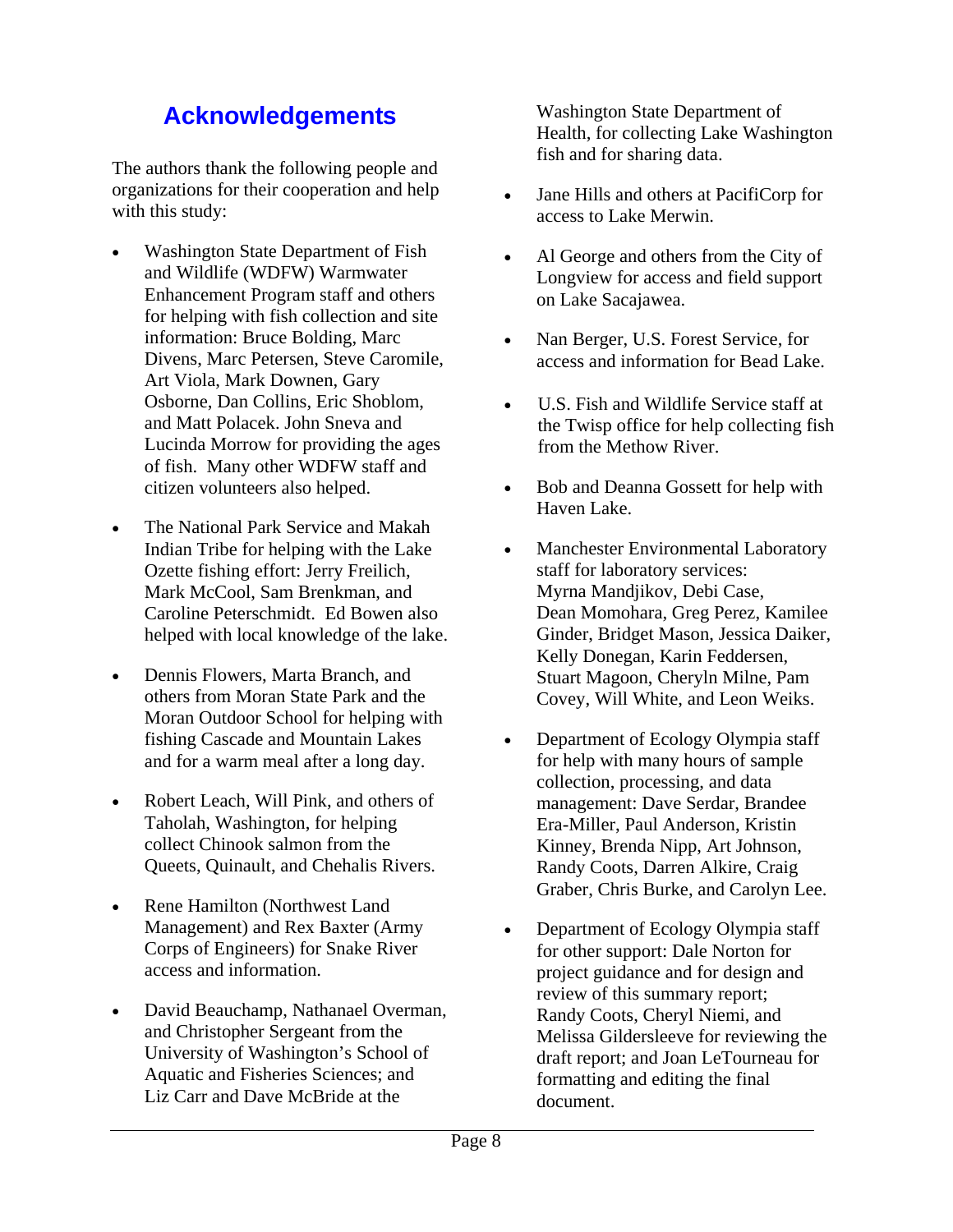## Acknowledgements

The authors thank the following people and organizations for their cooperation and help with this study:

- Washington State Department of Fish and Wildlife (WDFW) Warmwater Enhancement Program staff and others for helping with fish collection and site information: Bruce Bolding, Marc Divens, Marc Petersen, Steve Caromile, Art Viola, Mark Downen, Gary Osborne, Dan Collins, Eric Shoblom, and Matt Polacek. John Sneva and Lucinda Morrow for providing the ages of fish. Many other WDFW staff and citizen volunteers also helped.

- The National Park Service and Makah Indian Tribe for helping with the Lake Ozette fishing effort: Jerry Freilich, Mark McCool, Sam Brenkman, and Caroline Peterschmidt. Ed Bowen also helped with local knowledge of the lake.

- Dennis Flowers, Marta Branch, and others from Moran State Park and the Moran Outdoor School for helping with fishing Cascade and Mountain Lakes and for a warm meal after a long day.

- Robert Leach, Will Pink, and others of Taholah, Washington, for helping collect Chinook salmon from the Queets, Quinault, and Chehalis Rivers.

- Rene Hamilton (Northwest Land Management) and Rex Baxter (Army Corps of Engineers) for Snake River access and information.

- David Beauchamp, Nathanael Overman, and Christopher Sergeant from the University of Washington's School of Aquatic and Fisheries Sciences; and Liz Carr and Dave McBride at the Washington State Department of Health, for collecting Lake Washington fish and for sharing data.

- Jane Hills and others at PacifiCorp for access to Lake Merwin.

- Al George and others from the City of Longview for access and field support on Lake Sacajawea.

- Nan Berger, U.S. Forest Service, for access and information for Bead Lake.

- U.S. Fish and Wildlife Service staff at the Twisp office for help collecting fish from the Methow River.

- Bob and Deanna Gossett for help with Haven Lake.

- Manchester Environmental Laboratory staff for laboratory services: Myrna Mandjikov, Debi Case, Dean Momohara, Greg Perez, Kamilee Ginder, Bridget Mason, Jessica Daiker, Kelly Donegan, Karin Feddersen, Stuart Magoon, Cheryln Milne, Pam Covey, Will White, and Leon Weiks.

- Department of Ecology Olympia staff for help with many hours of sample collection, processing, and data management: Dave Serdar, Brandee Era-Miller, Paul Anderson, Kristin Kinney, Brenda Nipp, Art Johnson, Randy Coots, Darren Alkire, Craig Graber, Chris Burke, and Carolyn Lee.

- Department of Ecology Olympia staff for other support: Dale Norton for project guidance and for design and review of this summary report; Randy Coots, Cheryl Niemi, and Melissa Gildersleeve for reviewing the draft report; and Joan LeTourneau for formatting and editing the final document.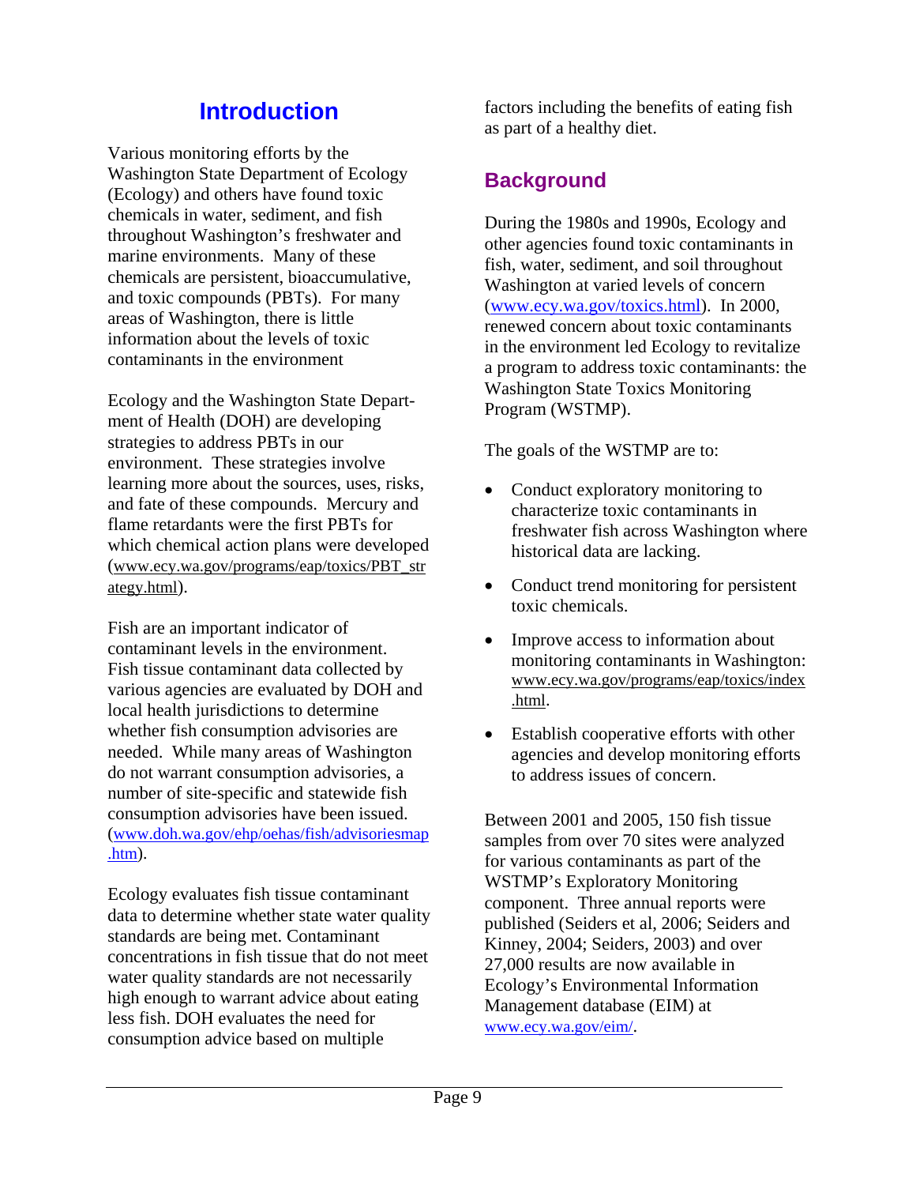# Introduction

Various monitoring efforts by the Washington State Department of Ecology (Ecology) and others have found toxic chemicals in water, sediment, and fish throughout Washington's freshwater and marine environments. Many of these chemicals are persistent, bioaccumulative, and toxic compounds (PBTs). For many areas of Washington, there is little information about the levels of toxic contaminants in the environment

Ecology and the Washington State Department of Health (DOH) are developing strategies to address PBTs in our environment. These strategies involve learning more about the sources, uses, risks, and fate of these compounds. Mercury and flame retardants were the first PBTs for which chemical action plans were developed (www.ecy.wa.gov/programs/eap/toxics/PBT_strategy.html).

Fish are an important indicator of contaminant levels in the environment. Fish tissue contaminant data collected by various agencies are evaluated by DOH and local health jurisdictions to determine whether fish consumption advisories are needed. While many areas of Washington do not warrant consumption advisories, a number of site-specific and statewide fish consumption advisories have been issued. (www.doh.wa.gov/ehp/oehas/fish/advisoriesmap.htm).

Ecology evaluates fish tissue contaminant data to determine whether state water quality standards are being met. Contaminant concentrations in fish tissue that do not meet water quality standards are not necessarily high enough to warrant advice about eating less fish. DOH evaluates the need for consumption advice based on multiple factors including the benefits of eating fish as part of a healthy diet.

## Background

During the 1980s and 1990s, Ecology and other agencies found toxic contaminants in fish, water, sediment, and soil throughout Washington at varied levels of concern (www.ecy.wa.gov/toxics.html). In 2000, renewed concern about toxic contaminants in the environment led Ecology to revitalize a program to address toxic contaminants: the Washington State Toxics Monitoring Program (WSTMP).

The goals of the WSTMP are to:

- Conduct exploratory monitoring to characterize toxic contaminants in freshwater fish across Washington where historical data are lacking.
- Conduct trend monitoring for persistent toxic chemicals.
- Improve access to information about monitoring contaminants in Washington: www.ecy.wa.gov/programs/eap/toxics/index.html.
- Establish cooperative efforts with other agencies and develop monitoring efforts to address issues of concern.

Between 2001 and 2005, 150 fish tissue samples from over 70 sites were analyzed for various contaminants as part of the WSTMP's Exploratory Monitoring component. Three annual reports were published (Seiders et al, 2006; Seiders and Kinney, 2004; Seiders, 2003) and over 27,000 results are now available in Ecology's Environmental Information Management database (EIM) at www.ecy.wa.gov/eim/.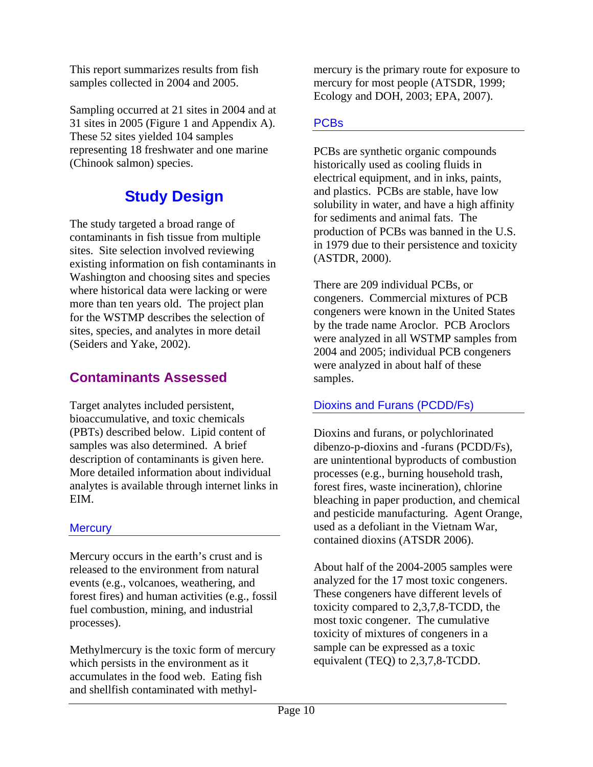This report summarizes results from fish samples collected in 2004 and 2005.

Sampling occurred at 21 sites in 2004 and at 31 sites in 2005 (Figure 1 and Appendix A). These 52 sites yielded 104 samples representing 18 freshwater and one marine (Chinook salmon) species.

# Study Design

The study targeted a broad range of contaminants in fish tissue from multiple sites. Site selection involved reviewing existing information on fish contaminants in Washington and choosing sites and species where historical data were lacking or were more than ten years old. The project plan for the WSTMP describes the selection of sites, species, and analytes in more detail (Seiders and Yake, 2002).

## Contaminants Assessed

Target analytes included persistent, bioaccumulative, and toxic chemicals (PBTs) described below. Lipid content of samples was also determined. A brief description of contaminants is given here. More detailed information about individual analytes is available through internet links in EIM.

### Mercury

Mercury occurs in the earth's crust and is released to the environment from natural events (e.g., volcanoes, weathering, and forest fires) and human activities (e.g., fossil fuel combustion, mining, and industrial processes).

Methylmercury is the toxic form of mercury which persists in the environment as it accumulates in the food web. Eating fish and shellfish contaminated with methylmercury is the primary route for exposure to mercury for most people (ATSDR, 1999; Ecology and DOH, 2003; EPA, 2007).

### PCBs

PCBs are synthetic organic compounds historically used as cooling fluids in electrical equipment, and in inks, paints, and plastics. PCBs are stable, have low solubility in water, and have a high affinity for sediments and animal fats. The production of PCBs was banned in the U.S. in 1979 due to their persistence and toxicity (ASTDR, 2000).

There are 209 individual PCBs, or congeners. Commercial mixtures of PCB congeners were known in the United States by the trade name Aroclor. PCB Aroclors were analyzed in all WSTMP samples from 2004 and 2005; individual PCB congeners were analyzed in about half of these samples.

### Dioxins and Furans (PCDD/Fs)

Dioxins and furans, or polychlorinated dibenzo-p-dioxins and -furans (PCDD/Fs), are unintentional byproducts of combustion processes (e.g., burning household trash, forest fires, waste incineration), chlorine bleaching in paper production, and chemical and pesticide manufacturing. Agent Orange, used as a defoliant in the Vietnam War, contained dioxins (ATSDR 2006).

About half of the 2004-2005 samples were analyzed for the 17 most toxic congeners. These congeners have different levels of toxicity compared to 2,3,7,8-TCDD, the most toxic congener. The cumulative toxicity of mixtures of congeners in a sample can be expressed as a toxic equivalent (TEQ) to 2,3,7,8-TCDD.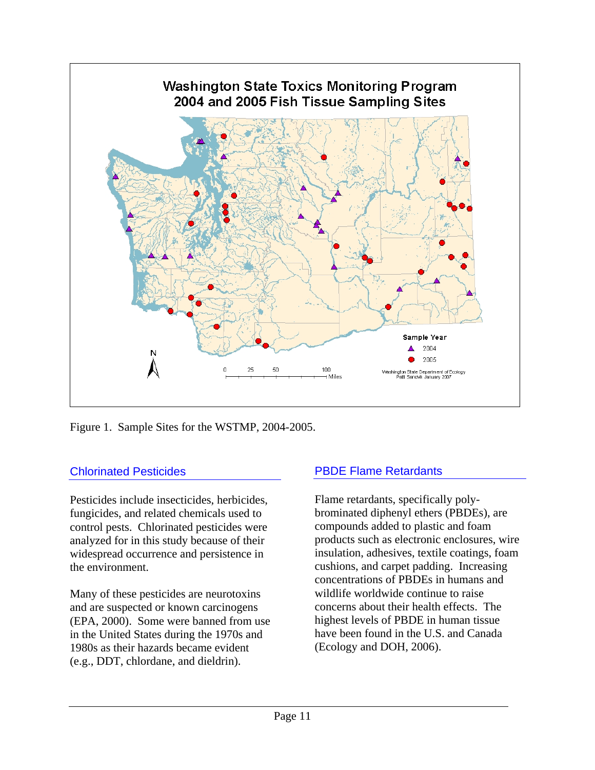Figure 1. Sample Sites for the WSTMP, 2004-2005.

## Chlorinated Pesticides

Pesticides include insecticides, herbicides, fungicides, and related chemicals used to control pests. Chlorinated pesticides were analyzed for in this study because of their widespread occurrence and persistence in the environment.

Many of these pesticides are neurotoxins and are suspected or known carcinogens (EPA, 2000). Some were banned from use in the United States during the 1970s and 1980s as their hazards became evident (e.g., DDT, chlordane, and dieldrin).

## PBDE Flame Retardants

Flame retardants, specifically polybrominated diphenyl ethers (PBDEs), are compounds added to plastic and foam products such as electronic enclosures, wire insulation, adhesives, textile coatings, foam cushions, and carpet padding. Increasing concentrations of PBDEs in humans and wildlife worldwide continue to raise concerns about their health effects. The highest levels of PBDE in human tissue have been found in the U.S. and Canada (Ecology and DOH, 2006).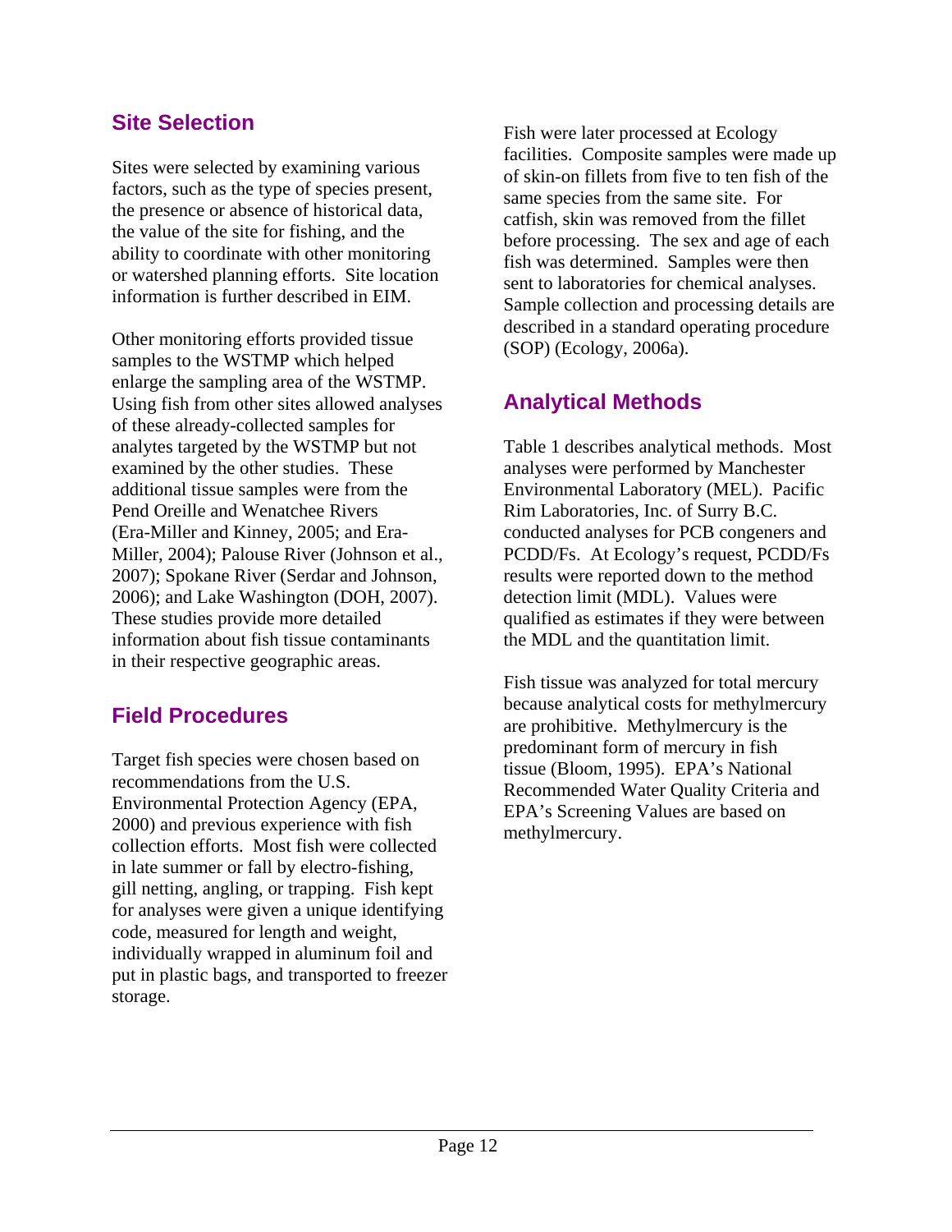## Site Selection

Sites were selected by examining various factors, such as the type of species present, the presence or absence of historical data, the value of the site for fishing, and the ability to coordinate with other monitoring or watershed planning efforts. Site location information is further described in EIM.

Other monitoring efforts provided tissue samples to the WSTMP which helped enlarge the sampling area of the WSTMP. Using fish from other sites allowed analyses of these already-collected samples for analytes targeted by the WSTMP but not examined by the other studies. These additional tissue samples were from the Pend Oreille and Wenatchee Rivers (Era-Miller and Kinney, 2005; and Era-Miller, 2004); Palouse River (Johnson et al., 2007); Spokane River (Serdar and Johnson, 2006); and Lake Washington (DOH, 2007). These studies provide more detailed information about fish tissue contaminants in their respective geographic areas.

## Field Procedures

Target fish species were chosen based on recommendations from the U.S. Environmental Protection Agency (EPA, 2000) and previous experience with fish collection efforts. Most fish were collected in late summer or fall by electro-fishing, gill netting, angling, or trapping. Fish kept for analyses were given a unique identifying code, measured for length and weight, individually wrapped in aluminum foil and put in plastic bags, and transported to freezer storage.

Fish were later processed at Ecology facilities. Composite samples were made up of skin-on fillets from five to ten fish of the same species from the same site. For catfish, skin was removed from the fillet before processing. The sex and age of each fish was determined. Samples were then sent to laboratories for chemical analyses. Sample collection and processing details are described in a standard operating procedure (SOP) (Ecology, 2006a).

## Analytical Methods

Table 1 describes analytical methods. Most analyses were performed by Manchester Environmental Laboratory (MEL). Pacific Rim Laboratories, Inc. of Surry B.C. conducted analyses for PCB congeners and PCDD/Fs. At Ecology's request, PCDD/Fs results were reported down to the method detection limit (MDL). Values were qualified as estimates if they were between the MDL and the quantitation limit.

Fish tissue was analyzed for total mercury because analytical costs for methylmercury are prohibitive. Methylmercury is the predominant form of mercury in fish tissue (Bloom, 1995). EPA's National Recommended Water Quality Criteria and EPA's Screening Values are based on methylmercury.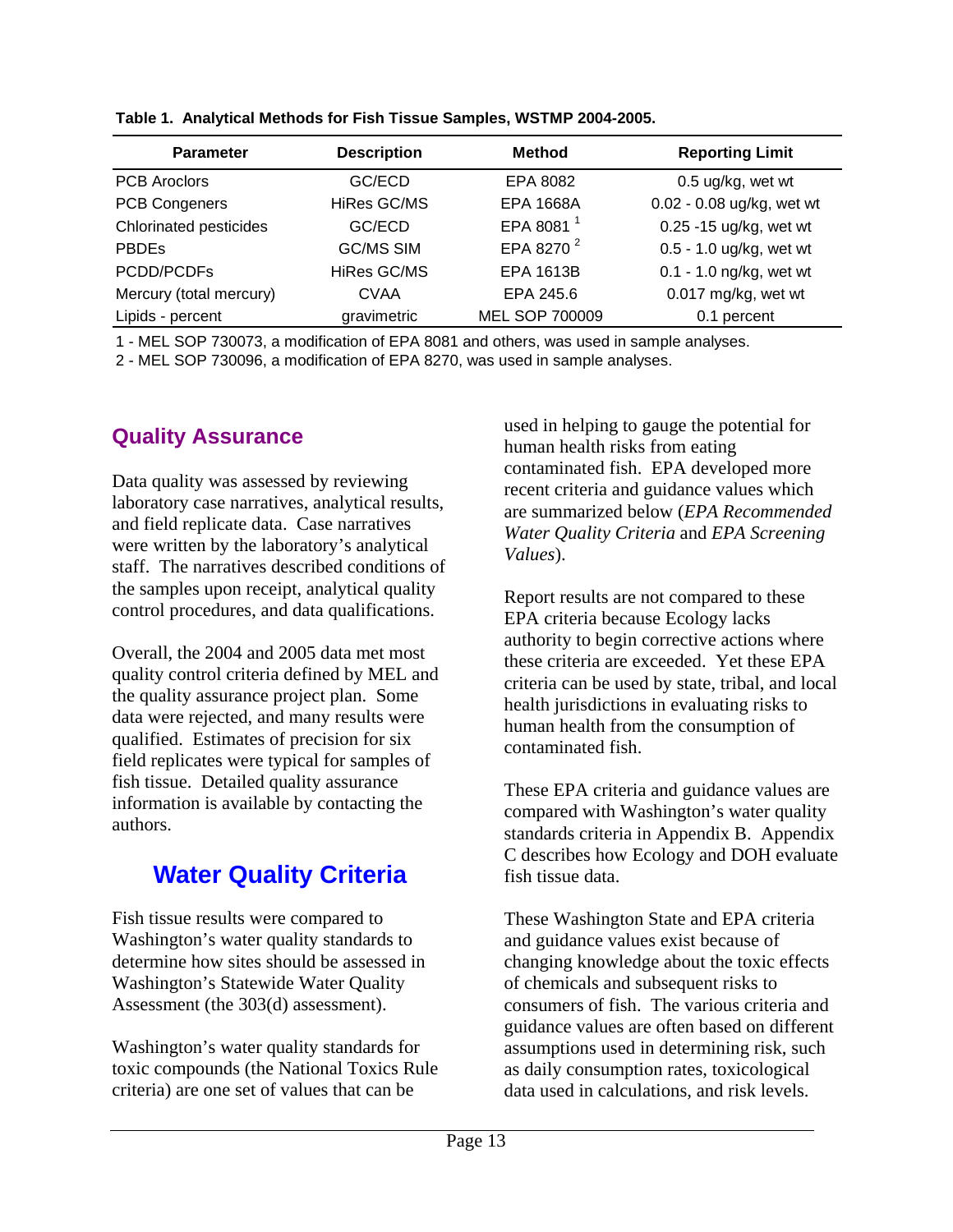**Table 1. Analytical Methods for Fish Tissue Samples, WSTMP 2004-2005.**

| Parameter | Description | Method | Reporting Limit |
|---|---|---|---|
| PCB Aroclors | GC/ECD | EPA 8082 | 0.5 ug/kg, wet wt |
| PCB Congeners | HiRes GC/MS | EPA 1668A | 0.02 - 0.08 ug/kg, wet wt |
| Chlorinated pesticides | GC/ECD | EPA 8081 [1] | 0.25 -15 ug/kg, wet wt |
| PBDEs | GC/MS SIM | EPA 8270 [2] | 0.5 - 1.0 ug/kg, wet wt |
| PCDD/PCDFs | HiRes GC/MS | EPA 1613B | 0.1 - 1.0 ng/kg, wet wt |
| Mercury (total mercury) | CVAA | EPA 245.6 | 0.017 mg/kg, wet wt |
| Lipids - percent | gravimetric | MEL SOP 700009 | 0.1 percent |

1 - MEL SOP 730073, a modification of EPA 8081 and others, was used in sample analyses.

2 - MEL SOP 730096, a modification of EPA 8270, was used in sample analyses.

## Quality Assurance

Data quality was assessed by reviewing laboratory case narratives, analytical results, and field replicate data. Case narratives were written by the laboratory's analytical staff. The narratives described conditions of the samples upon receipt, analytical quality control procedures, and data qualifications.

Overall, the 2004 and 2005 data met most quality control criteria defined by MEL and the quality assurance project plan. Some data were rejected, and many results were qualified. Estimates of precision for six field replicates were typical for samples of fish tissue. Detailed quality assurance information is available by contacting the authors.

# Water Quality Criteria

Fish tissue results were compared to Washington's water quality standards to determine how sites should be assessed in Washington's Statewide Water Quality Assessment (the 303(d) assessment).

Washington's water quality standards for toxic compounds (the National Toxics Rule criteria) are one set of values that can be used in helping to gauge the potential for human health risks from eating contaminated fish. EPA developed more recent criteria and guidance values which are summarized below (*EPA Recommended Water Quality Criteria* and *EPA Screening Values*).

Report results are not compared to these EPA criteria because Ecology lacks authority to begin corrective actions where these criteria are exceeded. Yet these EPA criteria can be used by state, tribal, and local health jurisdictions in evaluating risks to human health from the consumption of contaminated fish.

These EPA criteria and guidance values are compared with Washington's water quality standards criteria in Appendix B. Appendix C describes how Ecology and DOH evaluate fish tissue data.

These Washington State and EPA criteria and guidance values exist because of changing knowledge about the toxic effects of chemicals and subsequent risks to consumers of fish. The various criteria and guidance values are often based on different assumptions used in determining risk, such as daily consumption rates, toxicological data used in calculations, and risk levels.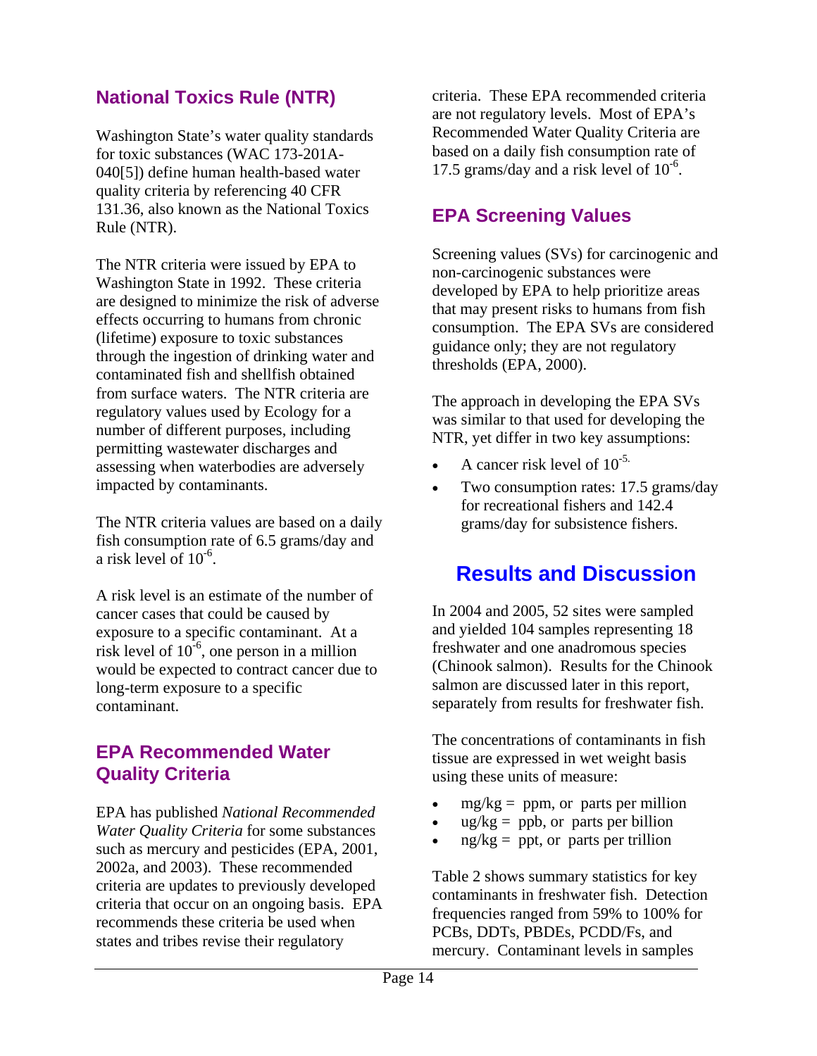## National Toxics Rule (NTR)

Washington State's water quality standards for toxic substances (WAC 173-201A-040[5]) define human health-based water quality criteria by referencing 40 CFR 131.36, also known as the National Toxics Rule (NTR).

The NTR criteria were issued by EPA to Washington State in 1992. These criteria are designed to minimize the risk of adverse effects occurring to humans from chronic (lifetime) exposure to toxic substances through the ingestion of drinking water and contaminated fish and shellfish obtained from surface waters. The NTR criteria are regulatory values used by Ecology for a number of different purposes, including permitting wastewater discharges and assessing when waterbodies are adversely impacted by contaminants.

The NTR criteria values are based on a daily fish consumption rate of 6.5 grams/day and a risk level of $10^{-6}$.

A risk level is an estimate of the number of cancer cases that could be caused by exposure to a specific contaminant. At a risk level of $10^{-6}$, one person in a million would be expected to contract cancer due to long-term exposure to a specific contaminant.

## EPA Recommended Water Quality Criteria

EPA has published *National Recommended Water Quality Criteria* for some substances such as mercury and pesticides (EPA, 2001, 2002a, and 2003). These recommended criteria are updates to previously developed criteria that occur on an ongoing basis. EPA recommends these criteria be used when states and tribes revise their regulatory criteria. These EPA recommended criteria are not regulatory levels. Most of EPA's Recommended Water Quality Criteria are based on a daily fish consumption rate of 17.5 grams/day and a risk level of $10^{-6}$.

## EPA Screening Values

Screening values (SVs) for carcinogenic and non-carcinogenic substances were developed by EPA to help prioritize areas that may present risks to humans from fish consumption. The EPA SVs are considered guidance only; they are not regulatory thresholds (EPA, 2000).

The approach in developing the EPA SVs was similar to that used for developing the NTR, yet differ in two key assumptions:

- A cancer risk level of $10^{-5}$.
- Two consumption rates: 17.5 grams/day for recreational fishers and 142.4 grams/day for subsistence fishers.

# Results and Discussion

In 2004 and 2005, 52 sites were sampled and yielded 104 samples representing 18 freshwater and one anadromous species (Chinook salmon). Results for the Chinook salmon are discussed later in this report, separately from results for freshwater fish.

The concentrations of contaminants in fish tissue are expressed in wet weight basis using these units of measure:

- mg/kg = ppm, or parts per million
- ug/kg = ppb, or parts per billion
- ng/kg = ppt, or parts per trillion

Table 2 shows summary statistics for key contaminants in freshwater fish. Detection frequencies ranged from 59% to 100% for PCBs, DDTs, PBDEs, PCDD/Fs, and mercury. Contaminant levels in samples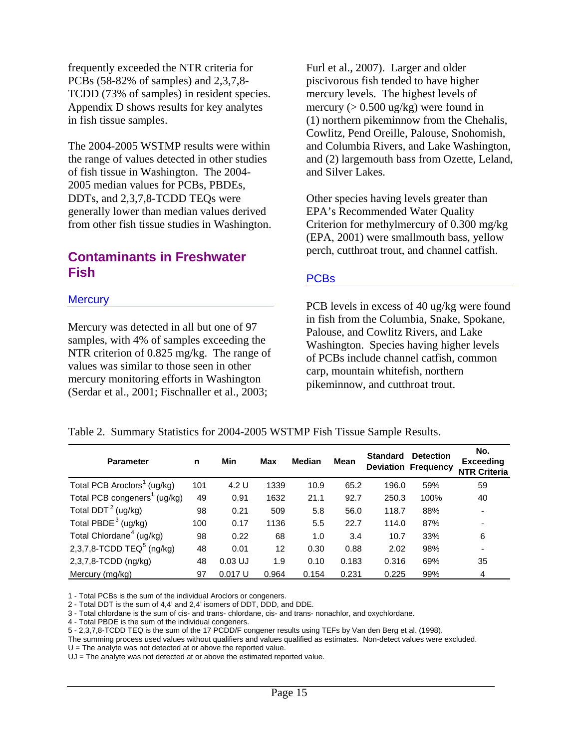frequently exceeded the NTR criteria for PCBs (58-82% of samples) and 2,3,7,8-TCDD (73% of samples) in resident species. Appendix D shows results for key analytes in fish tissue samples.

The 2004-2005 WSTMP results were within the range of values detected in other studies of fish tissue in Washington. The 2004-2005 median values for PCBs, PBDEs, DDTs, and 2,3,7,8-TCDD TEQs were generally lower than median values derived from other fish tissue studies in Washington.

## Contaminants in Freshwater Fish

### Mercury

Mercury was detected in all but one of 97 samples, with 4% of samples exceeding the NTR criterion of 0.825 mg/kg. The range of values was similar to those seen in other mercury monitoring efforts in Washington (Serdar et al., 2001; Fischnaller et al., 2003; Furl et al., 2007). Larger and older piscivorous fish tended to have higher mercury levels. The highest levels of mercury (> 0.500 ug/kg) were found in (1) northern pikeminnow from the Chehalis, Cowlitz, Pend Oreille, Palouse, Snohomish, and Columbia Rivers, and Lake Washington, and (2) largemouth bass from Ozette, Leland, and Silver Lakes.

Other species having levels greater than EPA's Recommended Water Quality Criterion for methylmercury of 0.300 mg/kg (EPA, 2001) were smallmouth bass, yellow perch, cutthroat trout, and channel catfish.

### PCBs

PCB levels in excess of 40 ug/kg were found in fish from the Columbia, Snake, Spokane, Palouse, and Cowlitz Rivers, and Lake Washington. Species having higher levels of PCBs include channel catfish, common carp, mountain whitefish, northern pikeminnow, and cutthroat trout.

Table 2. Summary Statistics for 2004-2005 WSTMP Fish Tissue Sample Results.

| Parameter | n | Min | Max | Median | Mean | Standard Deviation | Detection Frequency | No. Exceeding NTR Criteria |
|---|---|---|---|---|---|---|---|---|
| Total PCB Aroclors[1] (ug/kg) | 101 | 4.2 U | 1339 | 10.9 | 65.2 | 196.0 | 59% | 59 |
| Total PCB congeners[1] (ug/kg) | 49 | 0.91 | 1632 | 21.1 | 92.7 | 250.3 | 100% | 40 |
| Total DDT[2] (ug/kg) | 98 | 0.21 | 509 | 5.8 | 56.0 | 118.7 | 88% | - |
| Total PBDE[3] (ug/kg) | 100 | 0.17 | 1136 | 5.5 | 22.7 | 114.0 | 87% | - |
| Total Chlordane[4] (ug/kg) | 98 | 0.22 | 68 | 1.0 | 3.4 | 10.7 | 33% | 6 |
| 2,3,7,8-TCDD TEQ[5] (ng/kg) | 48 | 0.01 | 12 | 0.30 | 0.88 | 2.02 | 98% | - |
| 2,3,7,8-TCDD (ng/kg) | 48 | 0.03 UJ | 1.9 | 0.10 | 0.183 | 0.316 | 69% | 35 |
| Mercury (mg/kg) | 97 | 0.017 U | 0.964 | 0.154 | 0.231 | 0.225 | 99% | 4 |

1 - Total PCBs is the sum of the individual Aroclors or congeners.
2 - Total DDT is the sum of 4,4' and 2,4' isomers of DDT, DDD, and DDE.
3 - Total chlordane is the sum of cis- and trans- chlordane, cis- and trans- nonachlor, and oxychlordane.
4 - Total PBDE is the sum of the individual congeners.
5 - 2,3,7,8-TCDD TEQ is the sum of the 17 PCDD/F congener results using TEFs by Van den Berg et al. (1998).
The summing process used values without qualifiers and values qualified as estimates. Non-detect values were excluded.
U = The analyte was not detected at or above the reported value.
UJ = The analyte was not detected at or above the estimated reported value.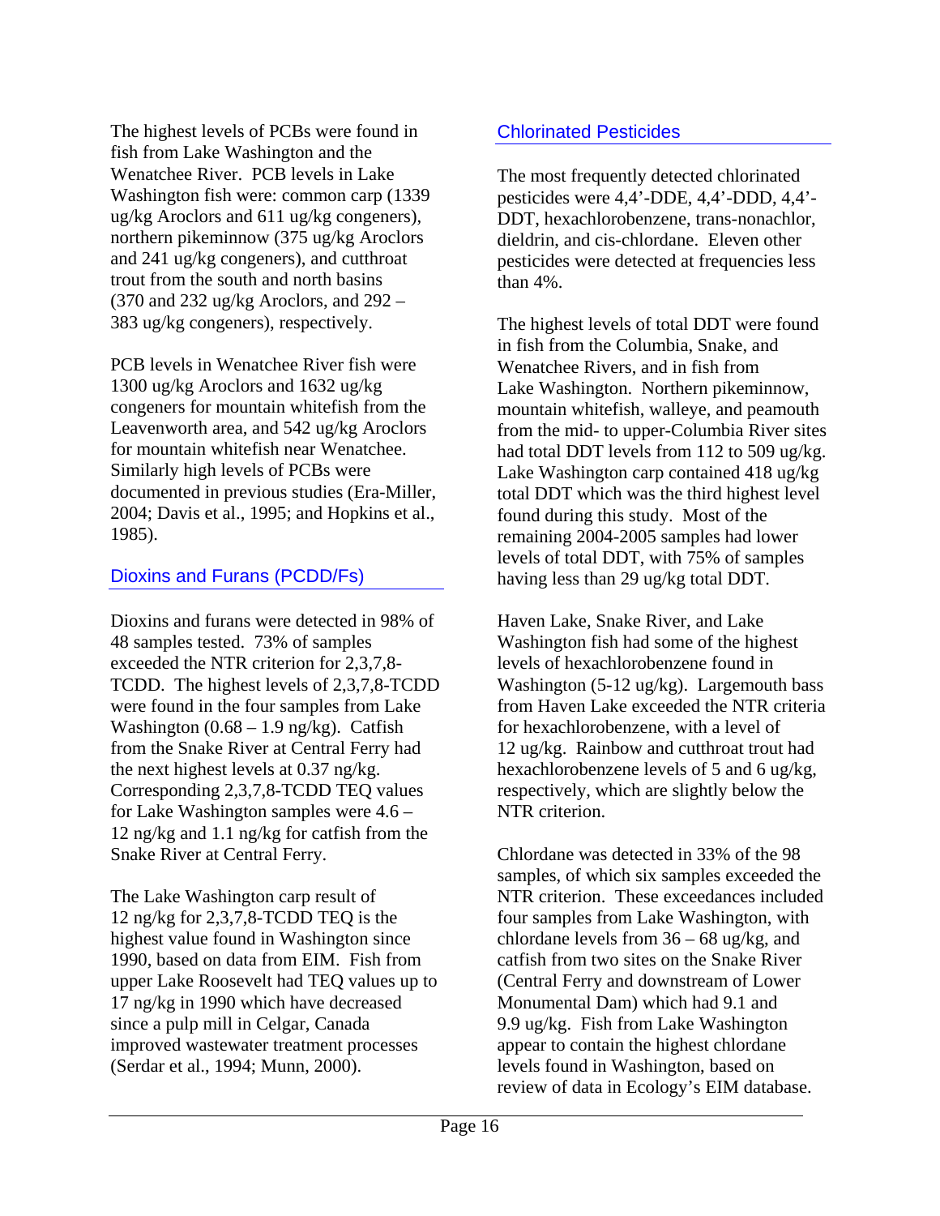The highest levels of PCBs were found in fish from Lake Washington and the Wenatchee River. PCB levels in Lake Washington fish were: common carp (1339 ug/kg Aroclors and 611 ug/kg congeners), northern pikeminnow (375 ug/kg Aroclors and 241 ug/kg congeners), and cutthroat trout from the south and north basins (370 and 232 ug/kg Aroclors, and 292 – 383 ug/kg congeners), respectively.

PCB levels in Wenatchee River fish were 1300 ug/kg Aroclors and 1632 ug/kg congeners for mountain whitefish from the Leavenworth area, and 542 ug/kg Aroclors for mountain whitefish near Wenatchee. Similarly high levels of PCBs were documented in previous studies (Era-Miller, 2004; Davis et al., 1995; and Hopkins et al., 1985).

## Dioxins and Furans (PCDD/Fs)

Dioxins and furans were detected in 98% of 48 samples tested. 73% of samples exceeded the NTR criterion for 2,3,7,8-TCDD. The highest levels of 2,3,7,8-TCDD were found in the four samples from Lake Washington (0.68 – 1.9 ng/kg). Catfish from the Snake River at Central Ferry had the next highest levels at 0.37 ng/kg. Corresponding 2,3,7,8-TCDD TEQ values for Lake Washington samples were 4.6 – 12 ng/kg and 1.1 ng/kg for catfish from the Snake River at Central Ferry.

The Lake Washington carp result of 12 ng/kg for 2,3,7,8-TCDD TEQ is the highest value found in Washington since 1990, based on data from EIM. Fish from upper Lake Roosevelt had TEQ values up to 17 ng/kg in 1990 which have decreased since a pulp mill in Celgar, Canada improved wastewater treatment processes (Serdar et al., 1994; Munn, 2000).

## Chlorinated Pesticides

The most frequently detected chlorinated pesticides were 4,4'-DDE, 4,4'-DDD, 4,4'-DDT, hexachlorobenzene, trans-nonachlor, dieldrin, and cis-chlordane. Eleven other pesticides were detected at frequencies less than 4%.

The highest levels of total DDT were found in fish from the Columbia, Snake, and Wenatchee Rivers, and in fish from Lake Washington. Northern pikeminnow, mountain whitefish, walleye, and peamouth from the mid- to upper-Columbia River sites had total DDT levels from 112 to 509 ug/kg. Lake Washington carp contained 418 ug/kg total DDT which was the third highest level found during this study. Most of the remaining 2004-2005 samples had lower levels of total DDT, with 75% of samples having less than 29 ug/kg total DDT.

Haven Lake, Snake River, and Lake Washington fish had some of the highest levels of hexachlorobenzene found in Washington (5-12 ug/kg). Largemouth bass from Haven Lake exceeded the NTR criteria for hexachlorobenzene, with a level of 12 ug/kg. Rainbow and cutthroat trout had hexachlorobenzene levels of 5 and 6 ug/kg, respectively, which are slightly below the NTR criterion.

Chlordane was detected in 33% of the 98 samples, of which six samples exceeded the NTR criterion. These exceedances included four samples from Lake Washington, with chlordane levels from 36 – 68 ug/kg, and catfish from two sites on the Snake River (Central Ferry and downstream of Lower Monumental Dam) which had 9.1 and 9.9 ug/kg. Fish from Lake Washington appear to contain the highest chlordane levels found in Washington, based on review of data in Ecology's EIM database.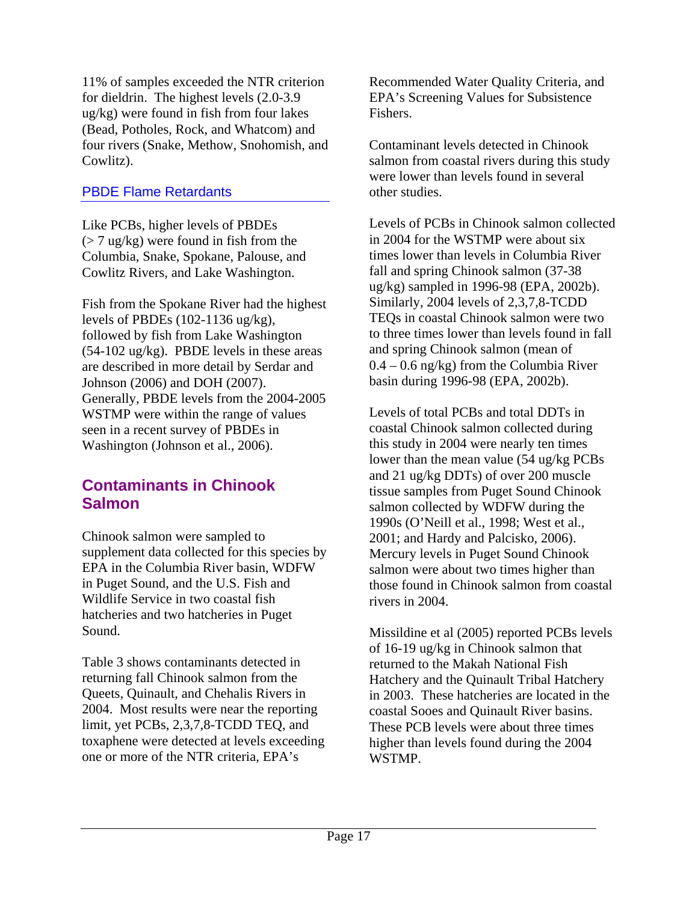11% of samples exceeded the NTR criterion for dieldrin. The highest levels (2.0-3.9 ug/kg) were found in fish from four lakes (Bead, Potholes, Rock, and Whatcom) and four rivers (Snake, Methow, Snohomish, and Cowlitz).

### PBDE Flame Retardants

Like PCBs, higher levels of PBDEs (> 7 ug/kg) were found in fish from the Columbia, Snake, Spokane, Palouse, and Cowlitz Rivers, and Lake Washington.

Fish from the Spokane River had the highest levels of PBDEs (102-1136 ug/kg), followed by fish from Lake Washington (54-102 ug/kg). PBDE levels in these areas are described in more detail by Serdar and Johnson (2006) and DOH (2007). Generally, PBDE levels from the 2004-2005 WSTMP were within the range of values seen in a recent survey of PBDEs in Washington (Johnson et al., 2006).

## Contaminants in Chinook Salmon

Chinook salmon were sampled to supplement data collected for this species by EPA in the Columbia River basin, WDFW in Puget Sound, and the U.S. Fish and Wildlife Service in two coastal fish hatcheries and two hatcheries in Puget Sound.

Table 3 shows contaminants detected in returning fall Chinook salmon from the Queets, Quinault, and Chehalis Rivers in 2004. Most results were near the reporting limit, yet PCBs, 2,3,7,8-TCDD TEQ, and toxaphene were detected at levels exceeding one or more of the NTR criteria, EPA's Recommended Water Quality Criteria, and EPA's Screening Values for Subsistence Fishers.

Contaminant levels detected in Chinook salmon from coastal rivers during this study were lower than levels found in several other studies.

Levels of PCBs in Chinook salmon collected in 2004 for the WSTMP were about six times lower than levels in Columbia River fall and spring Chinook salmon (37-38 ug/kg) sampled in 1996-98 (EPA, 2002b). Similarly, 2004 levels of 2,3,7,8-TCDD TEQs in coastal Chinook salmon were two to three times lower than levels found in fall and spring Chinook salmon (mean of 0.4 – 0.6 ng/kg) from the Columbia River basin during 1996-98 (EPA, 2002b).

Levels of total PCBs and total DDTs in coastal Chinook salmon collected during this study in 2004 were nearly ten times lower than the mean value (54 ug/kg PCBs and 21 ug/kg DDTs) of over 200 muscle tissue samples from Puget Sound Chinook salmon collected by WDFW during the 1990s (O'Neill et al., 1998; West et al., 2001; and Hardy and Palcisko, 2006). Mercury levels in Puget Sound Chinook salmon were about two times higher than those found in Chinook salmon from coastal rivers in 2004.

Missildine et al (2005) reported PCBs levels of 16-19 ug/kg in Chinook salmon that returned to the Makah National Fish Hatchery and the Quinault Tribal Hatchery in 2003. These hatcheries are located in the coastal Sooes and Quinault River basins. These PCB levels were about three times higher than levels found during the 2004 WSTMP.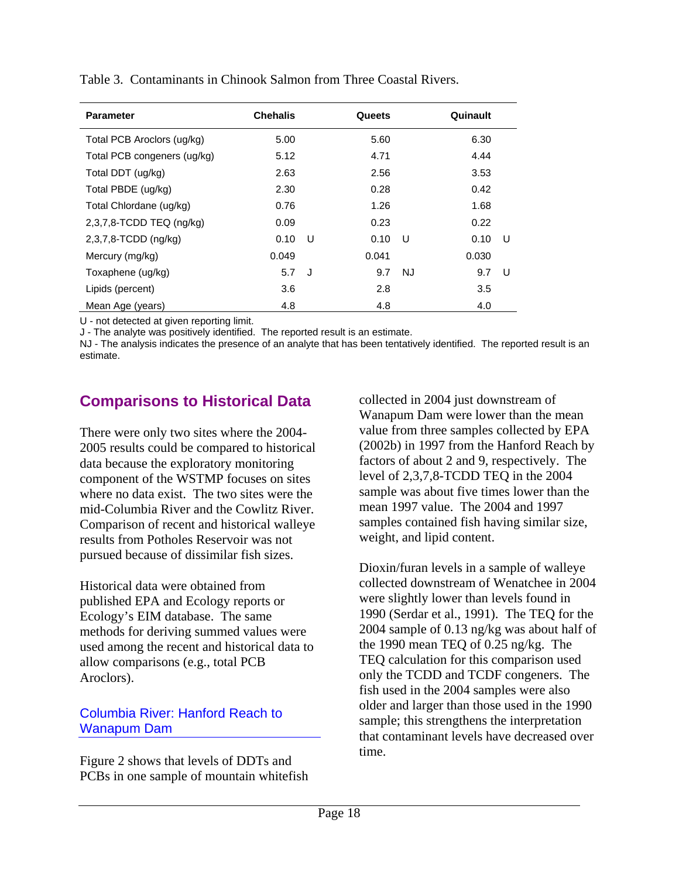Table 3. Contaminants in Chinook Salmon from Three Coastal Rivers.

| Parameter | Chehalis | | Queets | | Quinault | |
|---|---|---|---|---|---|---|
| Total PCB Aroclors (ug/kg) | 5.00 | | 5.60 | | 6.30 | |
| Total PCB congeners (ug/kg) | 5.12 | | 4.71 | | 4.44 | |
| Total DDT (ug/kg) | 2.63 | | 2.56 | | 3.53 | |
| Total PBDE (ug/kg) | 2.30 | | 0.28 | | 0.42 | |
| Total Chlordane (ug/kg) | 0.76 | | 1.26 | | 1.68 | |
| 2,3,7,8-TCDD TEQ (ng/kg) | 0.09 | | 0.23 | | 0.22 | |
| 2,3,7,8-TCDD (ng/kg) | 0.10 | U | 0.10 | U | 0.10 | U |
| Mercury (mg/kg) | 0.049 | | 0.041 | | 0.030 | |
| Toxaphene (ug/kg) | 5.7 | J | 9.7 | NJ | 9.7 | U |
| Lipids (percent) | 3.6 | | 2.8 | | 3.5 | |
| Mean Age (years) | 4.8 | | 4.8 | | 4.0 | |

U - not detected at given reporting limit.
J - The analyte was positively identified. The reported result is an estimate.
NJ - The analysis indicates the presence of an analyte that has been tentatively identified. The reported result is an estimate.

## Comparisons to Historical Data

There were only two sites where the 2004-2005 results could be compared to historical data because the exploratory monitoring component of the WSTMP focuses on sites where no data exist. The two sites were the mid-Columbia River and the Cowlitz River. Comparison of recent and historical walleye results from Potholes Reservoir was not pursued because of dissimilar fish sizes.

Historical data were obtained from published EPA and Ecology reports or Ecology's EIM database. The same methods for deriving summed values were used among the recent and historical data to allow comparisons (e.g., total PCB Aroclors).

### Columbia River: Hanford Reach to Wanapum Dam

Figure 2 shows that levels of DDTs and PCBs in one sample of mountain whitefish collected in 2004 just downstream of Wanapum Dam were lower than the mean value from three samples collected by EPA (2002b) in 1997 from the Hanford Reach by factors of about 2 and 9, respectively. The level of 2,3,7,8-TCDD TEQ in the 2004 sample was about five times lower than the mean 1997 value. The 2004 and 1997 samples contained fish having similar size, weight, and lipid content.

Dioxin/furan levels in a sample of walleye collected downstream of Wenatchee in 2004 were slightly lower than levels found in 1990 (Serdar et al., 1991). The TEQ for the 2004 sample of 0.13 ng/kg was about half of the 1990 mean TEQ of 0.25 ng/kg. The TEQ calculation for this comparison used only the TCDD and TCDF congeners. The fish used in the 2004 samples were also older and larger than those used in the 1990 sample; this strengthens the interpretation that contaminant levels have decreased over time.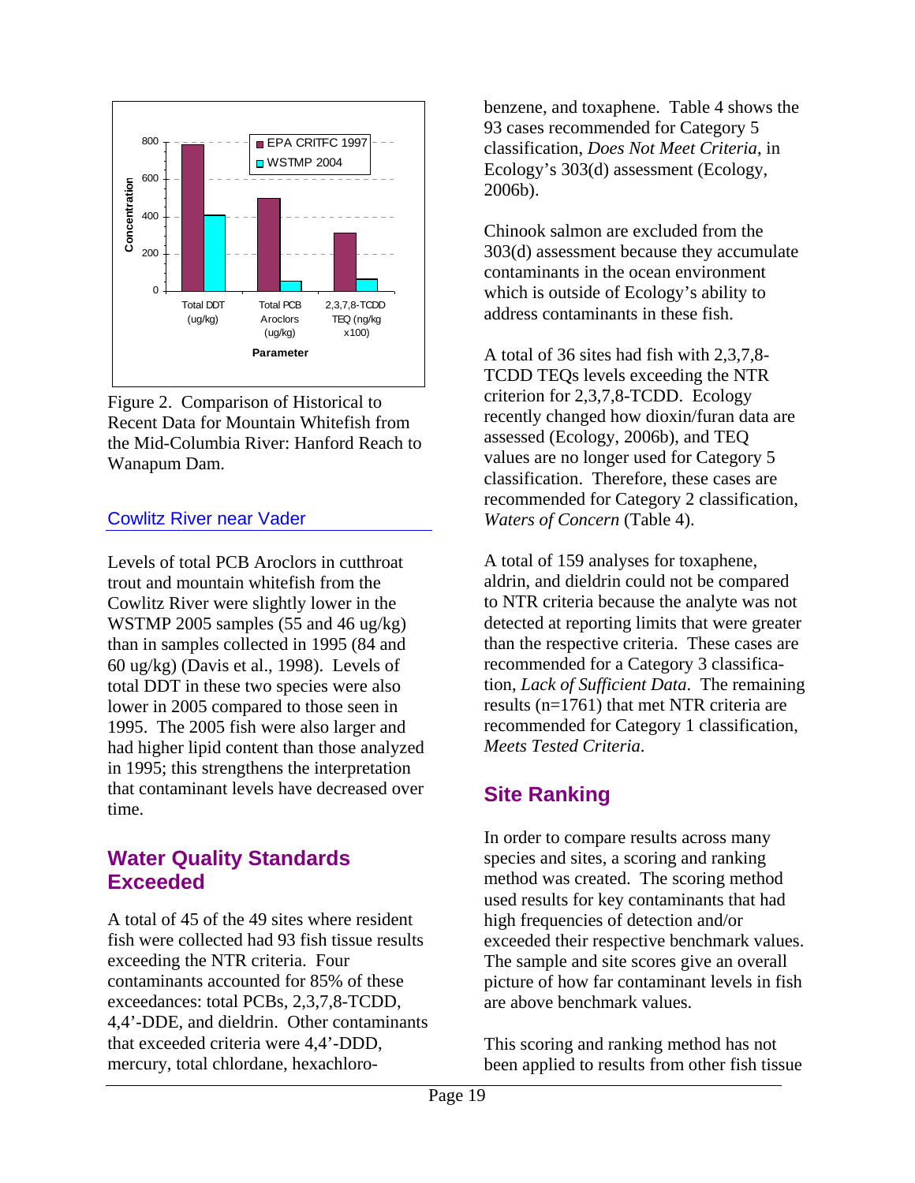Figure 2. Comparison of Historical to Recent Data for Mountain Whitefish from the Mid-Columbia River: Hanford Reach to Wanapum Dam.

### Cowlitz River near Vader

Levels of total PCB Aroclors in cutthroat trout and mountain whitefish from the Cowlitz River were slightly lower in the WSTMP 2005 samples (55 and 46 ug/kg) than in samples collected in 1995 (84 and 60 ug/kg) (Davis et al., 1998). Levels of total DDT in these two species were also lower in 2005 compared to those seen in 1995. The 2005 fish were also larger and had higher lipid content than those analyzed in 1995; this strengthens the interpretation that contaminant levels have decreased over time.

## Water Quality Standards Exceeded

A total of 45 of the 49 sites where resident fish were collected had 93 fish tissue results exceeding the NTR criteria. Four contaminants accounted for 85% of these exceedances: total PCBs, 2,3,7,8-TCDD, 4,4'-DDE, and dieldrin. Other contaminants that exceeded criteria were 4,4'-DDD, mercury, total chlordane, hexachlorobenzene, and toxaphene. Table 4 shows the 93 cases recommended for Category 5 classification, *Does Not Meet Criteria*, in Ecology's 303(d) assessment (Ecology, 2006b).

Chinook salmon are excluded from the 303(d) assessment because they accumulate contaminants in the ocean environment which is outside of Ecology's ability to address contaminants in these fish.

A total of 36 sites had fish with 2,3,7,8-TCDD TEQs levels exceeding the NTR criterion for 2,3,7,8-TCDD. Ecology recently changed how dioxin/furan data are assessed (Ecology, 2006b), and TEQ values are no longer used for Category 5 classification. Therefore, these cases are recommended for Category 2 classification, *Waters of Concern* (Table 4).

A total of 159 analyses for toxaphene, aldrin, and dieldrin could not be compared to NTR criteria because the analyte was not detected at reporting limits that were greater than the respective criteria. These cases are recommended for a Category 3 classification, *Lack of Sufficient Data*. The remaining results (n=1761) that met NTR criteria are recommended for Category 1 classification, *Meets Tested Criteria.*

## Site Ranking

In order to compare results across many species and sites, a scoring and ranking method was created. The scoring method used results for key contaminants that had high frequencies of detection and/or exceeded their respective benchmark values. The sample and site scores give an overall picture of how far contaminant levels in fish are above benchmark values.

This scoring and ranking method has not been applied to results from other fish tissue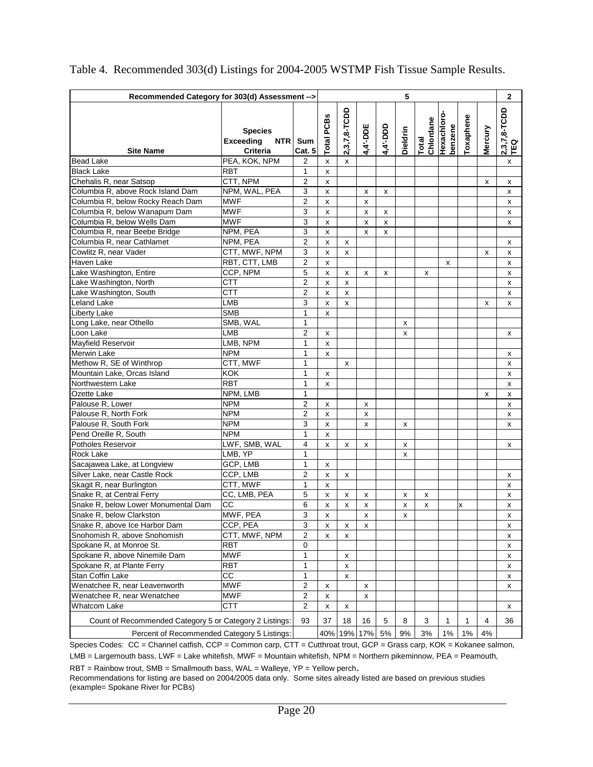Table 4. Recommended 303(d) Listings for 2004-2005 WSTMP Fish Tissue Sample Results.

| Recommended Category for 303(d) Assessment --> | | | 5 | | | | | | | | | 2 |
|---|---|---|---|---|---|---|---|---|---|---|---|---|
| Site Name | Species Exceeding NTR Criteria | Sum Cat. 5 | Total PCBs | 2,3,7,8-TCDD | 4,4'-DDE | 4,4'-DDD | Dieldrin | Total Chlordane | Hexachloro-benzene | Toxaphene | Mercury | 2,3,7,8-TCDD TEQ |
| Bead Lake | PEA, KOK, NPM | 2 | x | x | | | | | | | | x |
| Black Lake | RBT | 1 | x | | | | | | | | | |
| Chehalis R, near Satsop | CTT, NPM | 2 | x | | | | | | | | x | x |
| Columbia R, above Rock Island Dam | NPM, WAL, PEA | 3 | x | | x | x | | | | | | x |
| Columbia R, below Rocky Reach Dam | MWF | 2 | x | | x | | | | | | | x |
| Columbia R, below Wanapum Dam | MWF | 3 | x | | x | x | | | | | | x |
| Columbia R, below Wells Dam | MWF | 3 | x | | x | x | | | | | | x |
| Columbia R, near Beebe Bridge | NPM, PEA | 3 | x | | x | x | | | | | | |
| Columbia R, near Cathlamet | NPM, PEA | 2 | x | x | | | | | | | | x |
| Cowlitz R, near Vader | CTT, MWF, NPM | 3 | x | x | | | | | | | x | x |
| Haven Lake | RBT, CTT, LMB | 2 | x | | | | | | x | | | x |
| Lake Washington, Entire | CCP, NPM | 5 | x | x | x | x | | x | | | | x |
| Lake Washington, North | CTT | 2 | x | x | | | | | | | | x |
| Lake Washington, South | CTT | 2 | x | x | | | | | | | | x |
| Leland Lake | LMB | 3 | x | x | | | | | | | x | x |
| Liberty Lake | SMB | 1 | x | | | | | | | | | |
| Long Lake, near Othello | SMB, WAL | 1 | | | | | x | | | | | |
| Loon Lake | LMB | 2 | x | | | | x | | | | | x |
| Mayfield Reservoir | LMB, NPM | 1 | x | | | | | | | | | |
| Merwin Lake | NPM | 1 | x | | | | | | | | | x |
| Methow R, SE of Winthrop | CTT, MWF | 1 | | x | | | | | | | | x |
| Mountain Lake, Orcas Island | KOK | 1 | x | | | | | | | | | x |
| Northwestern Lake | RBT | 1 | x | | | | | | | | | x |
| Ozette Lake | NPM, LMB | 1 | | | | | | | | | x | x |
| Palouse R, Lower | NPM | 2 | x | | x | | | | | | | x |
| Palouse R, North Fork | NPM | 2 | x | | x | | | | | | | x |
| Palouse R, South Fork | NPM | 3 | x | | x | | x | | | | | x |
| Pend Oreille R, South | NPM | 1 | x | | | | | | | | | |
| Potholes Reservoir | LWF, SMB, WAL | 4 | x | x | x | | x | | | | | x |
| Rock Lake | LMB, YP | 1 | | | | | x | | | | | |
| Sacajawea Lake, at Longview | GCP, LMB | 1 | x | | | | | | | | | |
| Silver Lake, near Castle Rock | CCP, LMB | 2 | x | x | | | | | | | | x |
| Skagit R, near Burlington | CTT, MWF | 1 | x | | | | | | | | | x |
| Snake R, at Central Ferry | CC, LMB, PEA | 5 | x | x | x | | x | x | | | | x |
| Snake R, below Lower Monumental Dam | CC | 6 | x | x | x | | x | x | | x | | x |
| Snake R, below Clarkston | MWF, PEA | 3 | x | | x | | x | | | | | x |
| Snake R, above Ice Harbor Dam | CCP, PEA | 3 | x | x | x | | | | | | | x |
| Snohomish R, above Snohomish | CTT, MWF, NPM | 2 | x | x | | | | | | | | x |
| Spokane R, at Monroe St. | RBT | 0 | | | | | | | | | | x |
| Spokane R, above Ninemile Dam | MWF | 1 | | x | | | | | | | | x |
| Spokane R, at Plante Ferry | RBT | 1 | | x | | | | | | | | x |
| Stan Coffin Lake | CC | 1 | | x | | | | | | | | x |
| Wenatchee R, near Leavenworth | MWF | 2 | x | | x | | | | | | | x |
| Wenatchee R, near Wenatchee | MWF | 2 | x | | x | | | | | | | |
| Whatcom Lake | CTT | 2 | x | x | | | | | | | | x |
| Count of Recommended Category 5 or Category 2 Listings: | | 93 | 37 | 18 | 16 | 5 | 8 | 3 | 1 | 1 | 4 | 36 |
| Percent of Recommended Category 5 Listings: | | | 40% | 19% | 17% | 5% | 9% | 3% | 1% | 1% | 4% | |

Species Codes: CC = Channel catfish, CCP = Common carp, CTT = Cutthroat trout, GCP = Grass carp, KOK = Kokanee salmon, LMB = Largemouth bass, LWF = Lake whitefish, MWF = Mountain whitefish, NPM = Northern pikeminnow, PEA = Peamouth, RBT = Rainbow trout, SMB = Smallmouth bass, WAL = Walleye, YP = Yellow perch.

Recommendations for listing are based on 2004/2005 data only. Some sites already listed are based on previous studies (example= Spokane River for PCBs)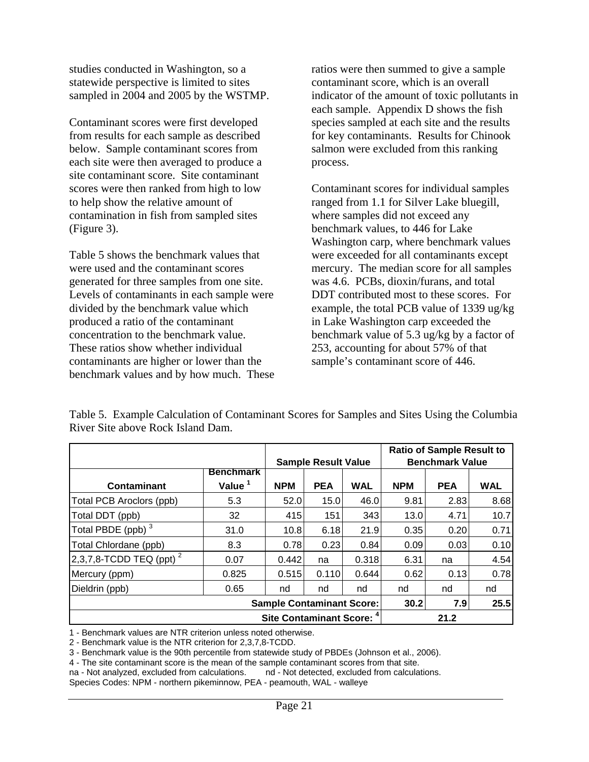studies conducted in Washington, so a statewide perspective is limited to sites sampled in 2004 and 2005 by the WSTMP.

Contaminant scores were first developed from results for each sample as described below. Sample contaminant scores from each site were then averaged to produce a site contaminant score. Site contaminant scores were then ranked from high to low to help show the relative amount of contamination in fish from sampled sites (Figure 3).

Table 5 shows the benchmark values that were used and the contaminant scores generated for three samples from one site. Levels of contaminants in each sample were divided by the benchmark value which produced a ratio of the contaminant concentration to the benchmark value. These ratios show whether individual contaminants are higher or lower than the benchmark values and by how much. These ratios were then summed to give a sample contaminant score, which is an overall indicator of the amount of toxic pollutants in each sample. Appendix D shows the fish species sampled at each site and the results for key contaminants. Results for Chinook salmon were excluded from this ranking process.

Contaminant scores for individual samples ranged from 1.1 for Silver Lake bluegill, where samples did not exceed any benchmark values, to 446 for Lake Washington carp, where benchmark values were exceeded for all contaminants except mercury. The median score for all samples was 4.6. PCBs, dioxin/furans, and total DDT contributed most to these scores. For example, the total PCB value of 1339 ug/kg in Lake Washington carp exceeded the benchmark value of 5.3 ug/kg by a factor of 253, accounting for about 57% of that sample's contaminant score of 446.

Table 5. Example Calculation of Contaminant Scores for Samples and Sites Using the Columbia River Site above Rock Island Dam.

| | | Sample Result Value | | | Ratio of Sample Result to Benchmark Value | | |
|---|---|---|---|---|---|---|---|
| **Contaminant** | **Benchmark Value [1]** | **NPM** | **PEA** | **WAL** | **NPM** | **PEA** | **WAL** |
| Total PCB Aroclors (ppb) | 5.3 | 52.0 | 15.0 | 46.0 | 9.81 | 2.83 | 8.68 |
| Total DDT (ppb) | 32 | 415 | 151 | 343 | 13.0 | 4.71 | 10.7 |
| Total PBDE (ppb) [3] | 31.0 | 10.8 | 6.18 | 21.9 | 0.35 | 0.20 | 0.71 |
| Total Chlordane (ppb) | 8.3 | 0.78 | 0.23 | 0.84 | 0.09 | 0.03 | 0.10 |
| 2,3,7,8-TCDD TEQ (ppt) [2] | 0.07 | 0.442 | na | 0.318 | 6.31 | na | 4.54 |
| Mercury (ppm) | 0.825 | 0.515 | 0.110 | 0.644 | 0.62 | 0.13 | 0.78 |
| Dieldrin (ppb) | 0.65 | nd | nd | nd | nd | nd | nd |
| | | | | **Sample Contaminant Score:** | **30.2** | **7.9** | **25.5** |
| | | | | **Site Contaminant Score: [4]** | | **21.2** | |

1 - Benchmark values are NTR criterion unless noted otherwise.
2 - Benchmark value is the NTR criterion for 2,3,7,8-TCDD.
3 - Benchmark value is the 90th percentile from statewide study of PBDEs (Johnson et al., 2006).
4 - The site contaminant score is the mean of the sample contaminant scores from that site.
na - Not analyzed, excluded from calculations. nd - Not detected, excluded from calculations.
Species Codes: NPM - northern pikeminnow, PEA - peamouth, WAL - walleye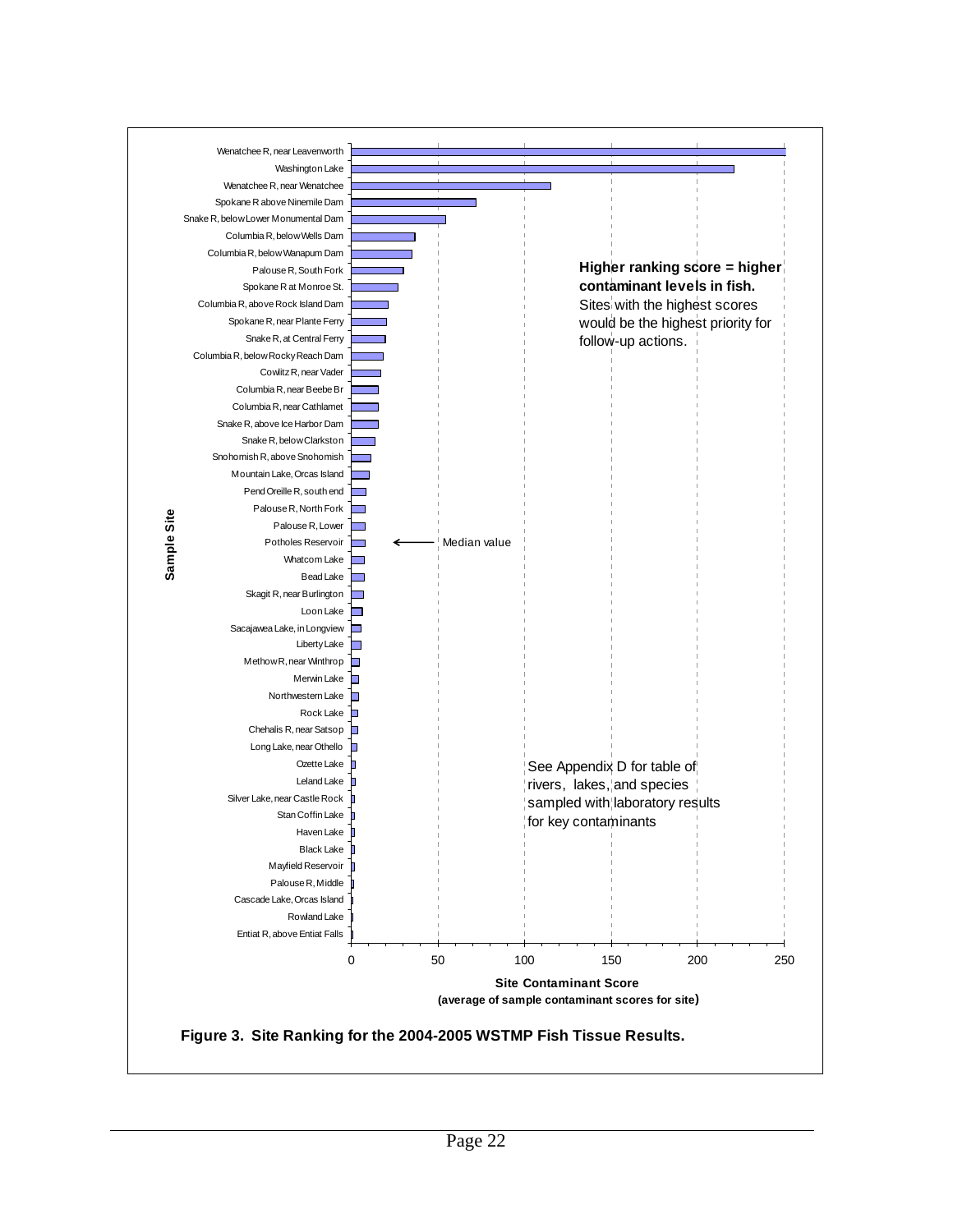Higher ranking score = higher contaminant levels in fish. Sites with the highest scores would be the highest priority for follow-up actions.

See Appendix D for table of rivers, lakes, and species sampled with laboratory results for key contaminants

| Sample Site |
| --- |
| Wenatchee R, near Leavenworth |
| Washington Lake |
| Wenatchee R, near Wenatchee |
| Spokane R above Ninemile Dam |
| Snake R, below Lower Monumental Dam |
| Columbia R, below Wells Dam |
| Columbia R, below Wanapum Dam |
| Palouse R, South Fork |
| Spokane R at Monroe St. |
| Columbia R, above Rock Island Dam |
| Spokane R, near Plante Ferry |
| Snake R, at Central Ferry |
| Columbia R, below Rocky Reach Dam |
| Cowlitz R, near Vader |
| Columbia R, near Beebe Br |
| Columbia R, near Cathlamet |
| Snake R, above Ice Harbor Dam |
| Snake R, below Clarkston |
| Snohomish R, above Snohomish |
| Mountain Lake, Orcas Island |
| Pend Oreille R, south end |
| Palouse R, North Fork |
| Palouse R, Lower |
| Potholes Reservoir (Median value) |
| Whatcom Lake |
| Bead Lake |
| Skagit R, near Burlington |
| Loon Lake |
| Sacajawea Lake, in Longview |
| Liberty Lake |
| Methow R, near Winthrop |
| Merwin Lake |
| Northwestern Lake |
| Rock Lake |
| Chehalis R, near Satsop |
| Long Lake, near Othello |
| Ozette Lake |
| Leland Lake |
| Silver Lake, near Castle Rock |
| Stan Coffin Lake |
| Haven Lake |
| Black Lake |
| Mayfield Reservoir |
| Palouse R, Middle |
| Cascade Lake, Orcas Island |
| Rowland Lake |
| Entiat R, above Entiat Falls |

Site Contaminant Score (average of sample contaminant scores for site)

**Figure 3. Site Ranking for the 2004-2005 WSTMP Fish Tissue Results.**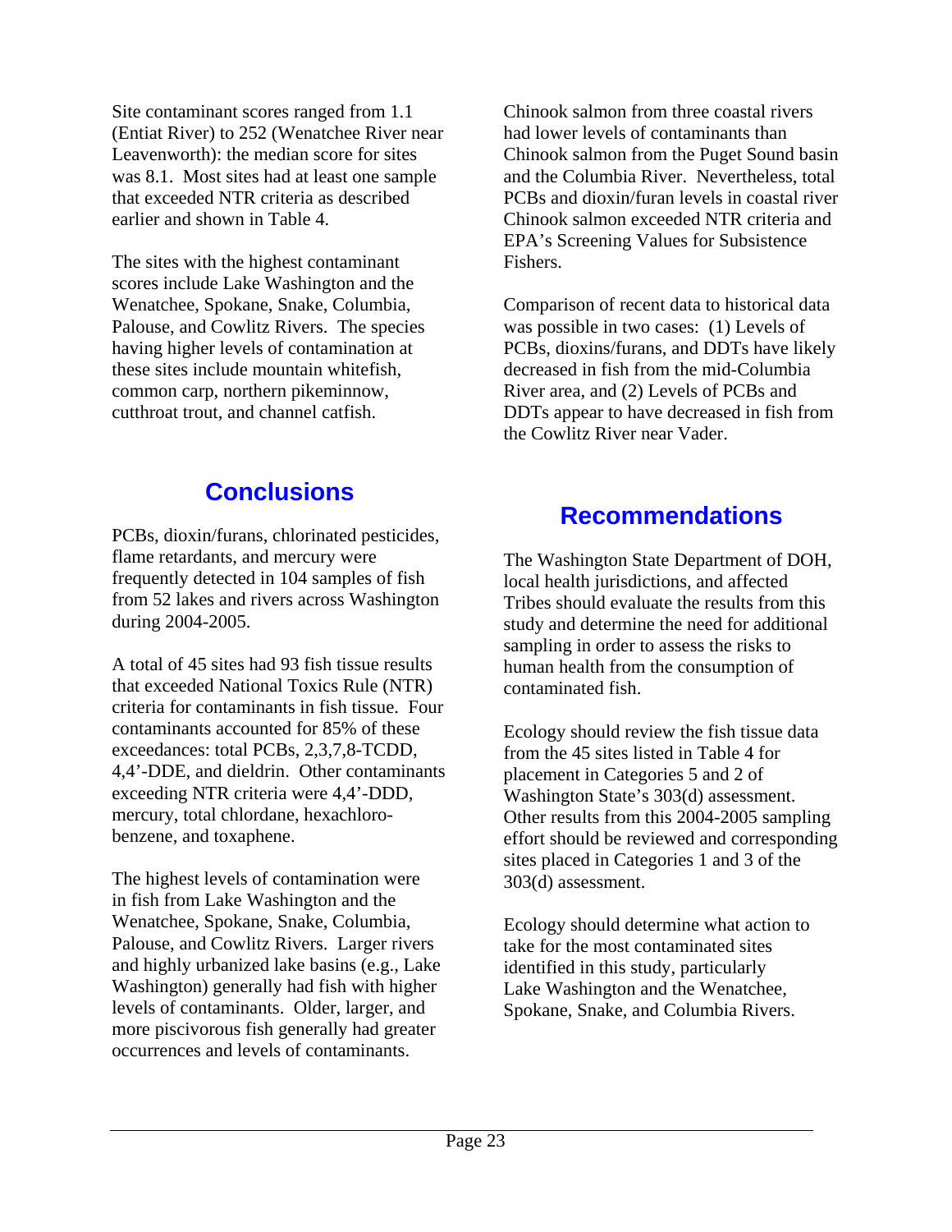Site contaminant scores ranged from 1.1 (Entiat River) to 252 (Wenatchee River near Leavenworth): the median score for sites was 8.1. Most sites had at least one sample that exceeded NTR criteria as described earlier and shown in Table 4.

The sites with the highest contaminant scores include Lake Washington and the Wenatchee, Spokane, Snake, Columbia, Palouse, and Cowlitz Rivers. The species having higher levels of contamination at these sites include mountain whitefish, common carp, northern pikeminnow, cutthroat trout, and channel catfish.

## Conclusions

PCBs, dioxin/furans, chlorinated pesticides, flame retardants, and mercury were frequently detected in 104 samples of fish from 52 lakes and rivers across Washington during 2004-2005.

A total of 45 sites had 93 fish tissue results that exceeded National Toxics Rule (NTR) criteria for contaminants in fish tissue. Four contaminants accounted for 85% of these exceedances: total PCBs, 2,3,7,8-TCDD, 4,4'-DDE, and dieldrin. Other contaminants exceeding NTR criteria were 4,4'-DDD, mercury, total chlordane, hexachlorobenzene, and toxaphene.

The highest levels of contamination were in fish from Lake Washington and the Wenatchee, Spokane, Snake, Columbia, Palouse, and Cowlitz Rivers. Larger rivers and highly urbanized lake basins (e.g., Lake Washington) generally had fish with higher levels of contaminants. Older, larger, and more piscivorous fish generally had greater occurrences and levels of contaminants.

Chinook salmon from three coastal rivers had lower levels of contaminants than Chinook salmon from the Puget Sound basin and the Columbia River. Nevertheless, total PCBs and dioxin/furan levels in coastal river Chinook salmon exceeded NTR criteria and EPA's Screening Values for Subsistence Fishers.

Comparison of recent data to historical data was possible in two cases: (1) Levels of PCBs, dioxins/furans, and DDTs have likely decreased in fish from the mid-Columbia River area, and (2) Levels of PCBs and DDTs appear to have decreased in fish from the Cowlitz River near Vader.

## Recommendations

The Washington State Department of DOH, local health jurisdictions, and affected Tribes should evaluate the results from this study and determine the need for additional sampling in order to assess the risks to human health from the consumption of contaminated fish.

Ecology should review the fish tissue data from the 45 sites listed in Table 4 for placement in Categories 5 and 2 of Washington State's 303(d) assessment. Other results from this 2004-2005 sampling effort should be reviewed and corresponding sites placed in Categories 1 and 3 of the 303(d) assessment.

Ecology should determine what action to take for the most contaminated sites identified in this study, particularly Lake Washington and the Wenatchee, Spokane, Snake, and Columbia Rivers.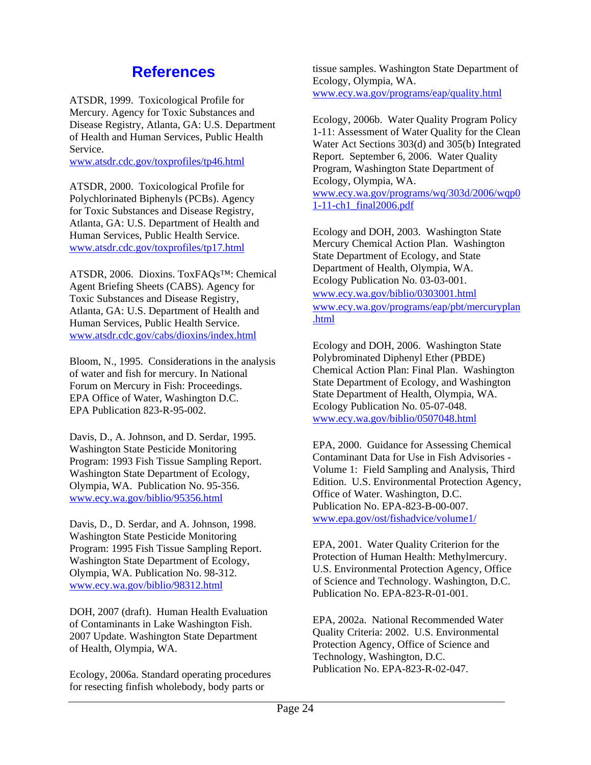# References

ATSDR, 1999. Toxicological Profile for Mercury. Agency for Toxic Substances and Disease Registry, Atlanta, GA: U.S. Department of Health and Human Services, Public Health Service.
www.atsdr.cdc.gov/toxprofiles/tp46.html

ATSDR, 2000. Toxicological Profile for Polychlorinated Biphenyls (PCBs). Agency for Toxic Substances and Disease Registry, Atlanta, GA: U.S. Department of Health and Human Services, Public Health Service.
www.atsdr.cdc.gov/toxprofiles/tp17.html

ATSDR, 2006. Dioxins. ToxFAQs™: Chemical Agent Briefing Sheets (CABS). Agency for Toxic Substances and Disease Registry, Atlanta, GA: U.S. Department of Health and Human Services, Public Health Service.
www.atsdr.cdc.gov/cabs/dioxins/index.html

Bloom, N., 1995. Considerations in the analysis of water and fish for mercury. In National Forum on Mercury in Fish: Proceedings. EPA Office of Water, Washington D.C. EPA Publication 823-R-95-002.

Davis, D., A. Johnson, and D. Serdar, 1995. Washington State Pesticide Monitoring Program: 1993 Fish Tissue Sampling Report. Washington State Department of Ecology, Olympia, WA. Publication No. 95-356.
www.ecy.wa.gov/biblio/95356.html

Davis, D., D. Serdar, and A. Johnson, 1998. Washington State Pesticide Monitoring Program: 1995 Fish Tissue Sampling Report. Washington State Department of Ecology, Olympia, WA. Publication No. 98-312.
www.ecy.wa.gov/biblio/98312.html

DOH, 2007 (draft). Human Health Evaluation of Contaminants in Lake Washington Fish. 2007 Update. Washington State Department of Health, Olympia, WA.

Ecology, 2006a. Standard operating procedures for resecting finfish wholebody, body parts or tissue samples. Washington State Department of Ecology, Olympia, WA.
www.ecy.wa.gov/programs/eap/quality.html

Ecology, 2006b. Water Quality Program Policy 1-11: Assessment of Water Quality for the Clean Water Act Sections 303(d) and 305(b) Integrated Report. September 6, 2006. Water Quality Program, Washington State Department of Ecology, Olympia, WA.
www.ecy.wa.gov/programs/wq/303d/2006/wqp01-11-ch1_final2006.pdf

Ecology and DOH, 2003. Washington State Mercury Chemical Action Plan. Washington State Department of Ecology, and State Department of Health, Olympia, WA. Ecology Publication No. 03-03-001.
www.ecy.wa.gov/biblio/0303001.html
www.ecy.wa.gov/programs/eap/pbt/mercuryplan.html

Ecology and DOH, 2006. Washington State Polybrominated Diphenyl Ether (PBDE) Chemical Action Plan: Final Plan. Washington State Department of Ecology, and Washington State Department of Health, Olympia, WA. Ecology Publication No. 05-07-048.
www.ecy.wa.gov/biblio/0507048.html

EPA, 2000. Guidance for Assessing Chemical Contaminant Data for Use in Fish Advisories - Volume 1: Field Sampling and Analysis, Third Edition. U.S. Environmental Protection Agency, Office of Water. Washington, D.C. Publication No. EPA-823-B-00-007.
www.epa.gov/ost/fishadvice/volume1/

EPA, 2001. Water Quality Criterion for the Protection of Human Health: Methylmercury. U.S. Environmental Protection Agency, Office of Science and Technology. Washington, D.C. Publication No. EPA-823-R-01-001.

EPA, 2002a. National Recommended Water Quality Criteria: 2002. U.S. Environmental Protection Agency, Office of Science and Technology, Washington, D.C. Publication No. EPA-823-R-02-047.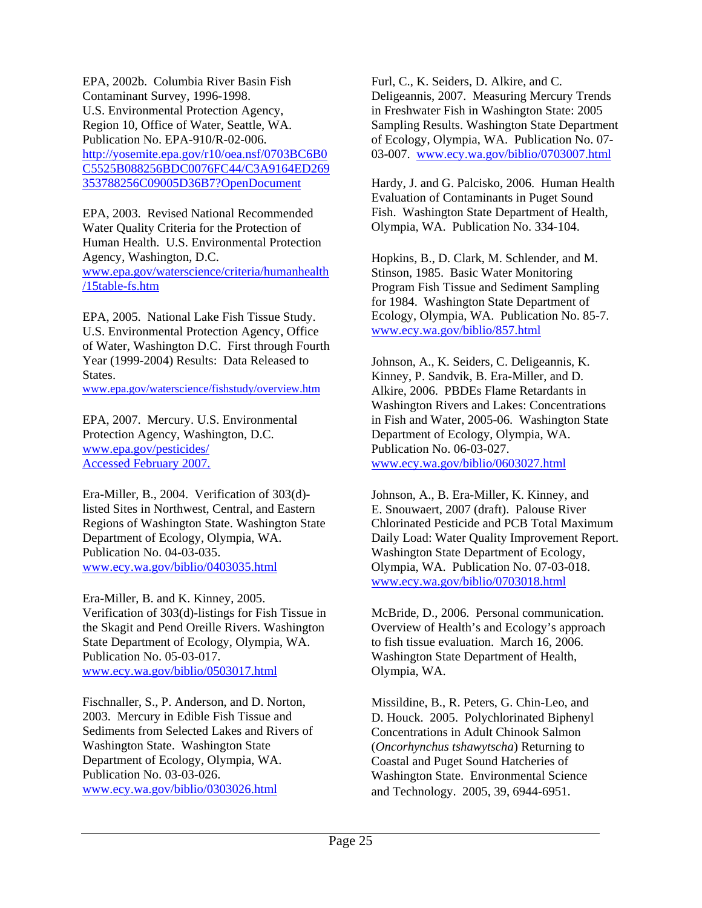EPA, 2002b. Columbia River Basin Fish Contaminant Survey, 1996-1998. U.S. Environmental Protection Agency, Region 10, Office of Water, Seattle, WA. Publication No. EPA-910/R-02-006. http://yosemite.epa.gov/r10/oea.nsf/0703BC6B0C5525B088256BDC0076FC44/C3A9164ED269353788256C09005D36B7?OpenDocument

EPA, 2003. Revised National Recommended Water Quality Criteria for the Protection of Human Health. U.S. Environmental Protection Agency, Washington, D.C. www.epa.gov/waterscience/criteria/humanhealth/15table-fs.htm

EPA, 2005. National Lake Fish Tissue Study. U.S. Environmental Protection Agency, Office of Water, Washington D.C. First through Fourth Year (1999-2004) Results: Data Released to States. www.epa.gov/waterscience/fishstudy/overview.htm

EPA, 2007. Mercury. U.S. Environmental Protection Agency, Washington, D.C. www.epa.gov/pesticides/ Accessed February 2007.

Era-Miller, B., 2004. Verification of 303(d)-listed Sites in Northwest, Central, and Eastern Regions of Washington State. Washington State Department of Ecology, Olympia, WA. Publication No. 04-03-035. www.ecy.wa.gov/biblio/0403035.html

Era-Miller, B. and K. Kinney, 2005. Verification of 303(d)-listings for Fish Tissue in the Skagit and Pend Oreille Rivers. Washington State Department of Ecology, Olympia, WA. Publication No. 05-03-017. www.ecy.wa.gov/biblio/0503017.html

Fischnaller, S., P. Anderson, and D. Norton, 2003. Mercury in Edible Fish Tissue and Sediments from Selected Lakes and Rivers of Washington State. Washington State Department of Ecology, Olympia, WA. Publication No. 03-03-026. www.ecy.wa.gov/biblio/0303026.html

Furl, C., K. Seiders, D. Alkire, and C. Deligeannis, 2007. Measuring Mercury Trends in Freshwater Fish in Washington State: 2005 Sampling Results. Washington State Department of Ecology, Olympia, WA. Publication No. 07-03-007. www.ecy.wa.gov/biblio/0703007.html

Hardy, J. and G. Palcisko, 2006. Human Health Evaluation of Contaminants in Puget Sound Fish. Washington State Department of Health, Olympia, WA. Publication No. 334-104.

Hopkins, B., D. Clark, M. Schlender, and M. Stinson, 1985. Basic Water Monitoring Program Fish Tissue and Sediment Sampling for 1984. Washington State Department of Ecology, Olympia, WA. Publication No. 85-7. www.ecy.wa.gov/biblio/857.html

Johnson, A., K. Seiders, C. Deligeannis, K. Kinney, P. Sandvik, B. Era-Miller, and D. Alkire, 2006. PBDEs Flame Retardants in Washington Rivers and Lakes: Concentrations in Fish and Water, 2005-06. Washington State Department of Ecology, Olympia, WA. Publication No. 06-03-027. www.ecy.wa.gov/biblio/0603027.html

Johnson, A., B. Era-Miller, K. Kinney, and E. Snouwaert, 2007 (draft). Palouse River Chlorinated Pesticide and PCB Total Maximum Daily Load: Water Quality Improvement Report. Washington State Department of Ecology, Olympia, WA. Publication No. 07-03-018. www.ecy.wa.gov/biblio/0703018.html

McBride, D., 2006. Personal communication. Overview of Health's and Ecology's approach to fish tissue evaluation. March 16, 2006. Washington State Department of Health, Olympia, WA.

Missildine, B., R. Peters, G. Chin-Leo, and D. Houck. 2005. Polychlorinated Biphenyl Concentrations in Adult Chinook Salmon (*Oncorhynchus tshawytscha*) Returning to Coastal and Puget Sound Hatcheries of Washington State. Environmental Science and Technology. 2005, 39, 6944-6951.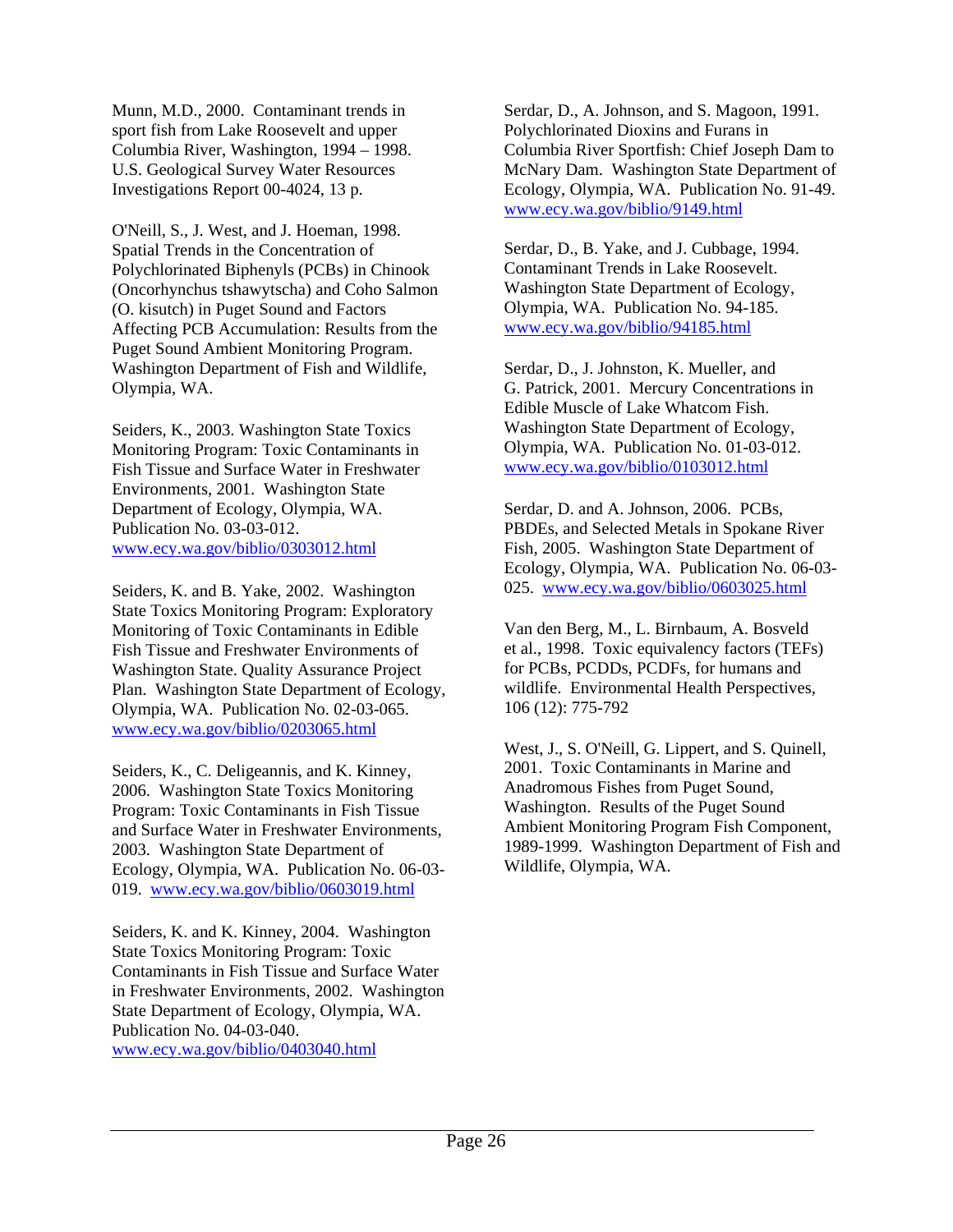Munn, M.D., 2000. Contaminant trends in sport fish from Lake Roosevelt and upper Columbia River, Washington, 1994 – 1998. U.S. Geological Survey Water Resources Investigations Report 00-4024, 13 p.

O'Neill, S., J. West, and J. Hoeman, 1998. Spatial Trends in the Concentration of Polychlorinated Biphenyls (PCBs) in Chinook (Oncorhynchus tshawytscha) and Coho Salmon (O. kisutch) in Puget Sound and Factors Affecting PCB Accumulation: Results from the Puget Sound Ambient Monitoring Program. Washington Department of Fish and Wildlife, Olympia, WA.

Seiders, K., 2003. Washington State Toxics Monitoring Program: Toxic Contaminants in Fish Tissue and Surface Water in Freshwater Environments, 2001. Washington State Department of Ecology, Olympia, WA. Publication No. 03-03-012. www.ecy.wa.gov/biblio/0303012.html

Seiders, K. and B. Yake, 2002. Washington State Toxics Monitoring Program: Exploratory Monitoring of Toxic Contaminants in Edible Fish Tissue and Freshwater Environments of Washington State. Quality Assurance Project Plan. Washington State Department of Ecology, Olympia, WA. Publication No. 02-03-065. www.ecy.wa.gov/biblio/0203065.html

Seiders, K., C. Deligeannis, and K. Kinney, 2006. Washington State Toxics Monitoring Program: Toxic Contaminants in Fish Tissue and Surface Water in Freshwater Environments, 2003. Washington State Department of Ecology, Olympia, WA. Publication No. 06-03-019. www.ecy.wa.gov/biblio/0603019.html

Seiders, K. and K. Kinney, 2004. Washington State Toxics Monitoring Program: Toxic Contaminants in Fish Tissue and Surface Water in Freshwater Environments, 2002. Washington State Department of Ecology, Olympia, WA. Publication No. 04-03-040. www.ecy.wa.gov/biblio/0403040.html

Serdar, D., A. Johnson, and S. Magoon, 1991. Polychlorinated Dioxins and Furans in Columbia River Sportfish: Chief Joseph Dam to McNary Dam. Washington State Department of Ecology, Olympia, WA. Publication No. 91-49. www.ecy.wa.gov/biblio/9149.html

Serdar, D., B. Yake, and J. Cubbage, 1994. Contaminant Trends in Lake Roosevelt. Washington State Department of Ecology, Olympia, WA. Publication No. 94-185. www.ecy.wa.gov/biblio/94185.html

Serdar, D., J. Johnston, K. Mueller, and G. Patrick, 2001. Mercury Concentrations in Edible Muscle of Lake Whatcom Fish. Washington State Department of Ecology, Olympia, WA. Publication No. 01-03-012. www.ecy.wa.gov/biblio/0103012.html

Serdar, D. and A. Johnson, 2006. PCBs, PBDEs, and Selected Metals in Spokane River Fish, 2005. Washington State Department of Ecology, Olympia, WA. Publication No. 06-03-025. www.ecy.wa.gov/biblio/0603025.html

Van den Berg, M., L. Birnbaum, A. Bosveld et al., 1998. Toxic equivalency factors (TEFs) for PCBs, PCDDs, PCDFs, for humans and wildlife. Environmental Health Perspectives, 106 (12): 775-792

West, J., S. O'Neill, G. Lippert, and S. Quinell, 2001. Toxic Contaminants in Marine and Anadromous Fishes from Puget Sound, Washington. Results of the Puget Sound Ambient Monitoring Program Fish Component, 1989-1999. Washington Department of Fish and Wildlife, Olympia, WA.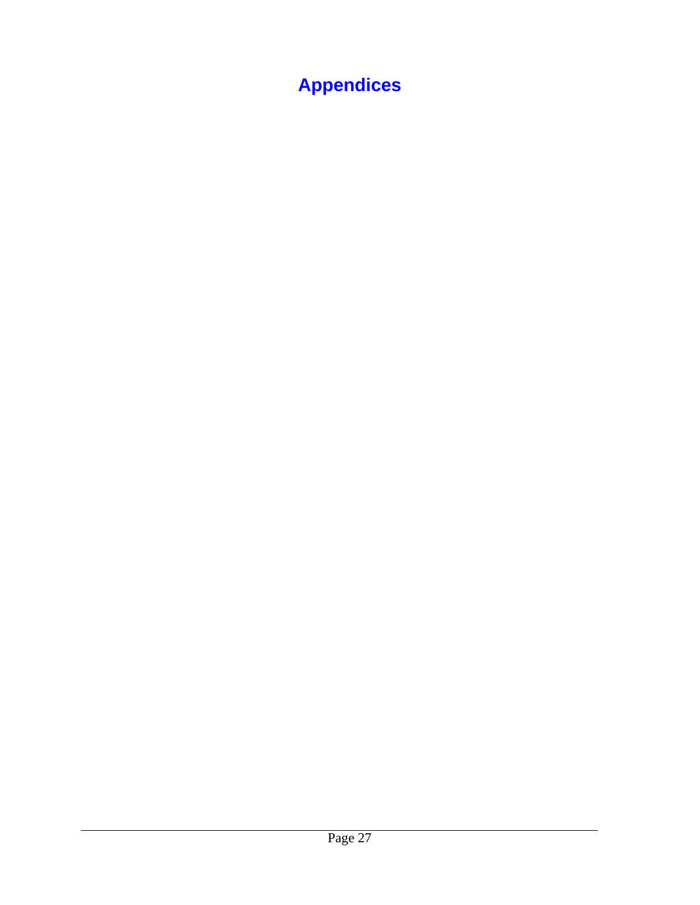# Appendices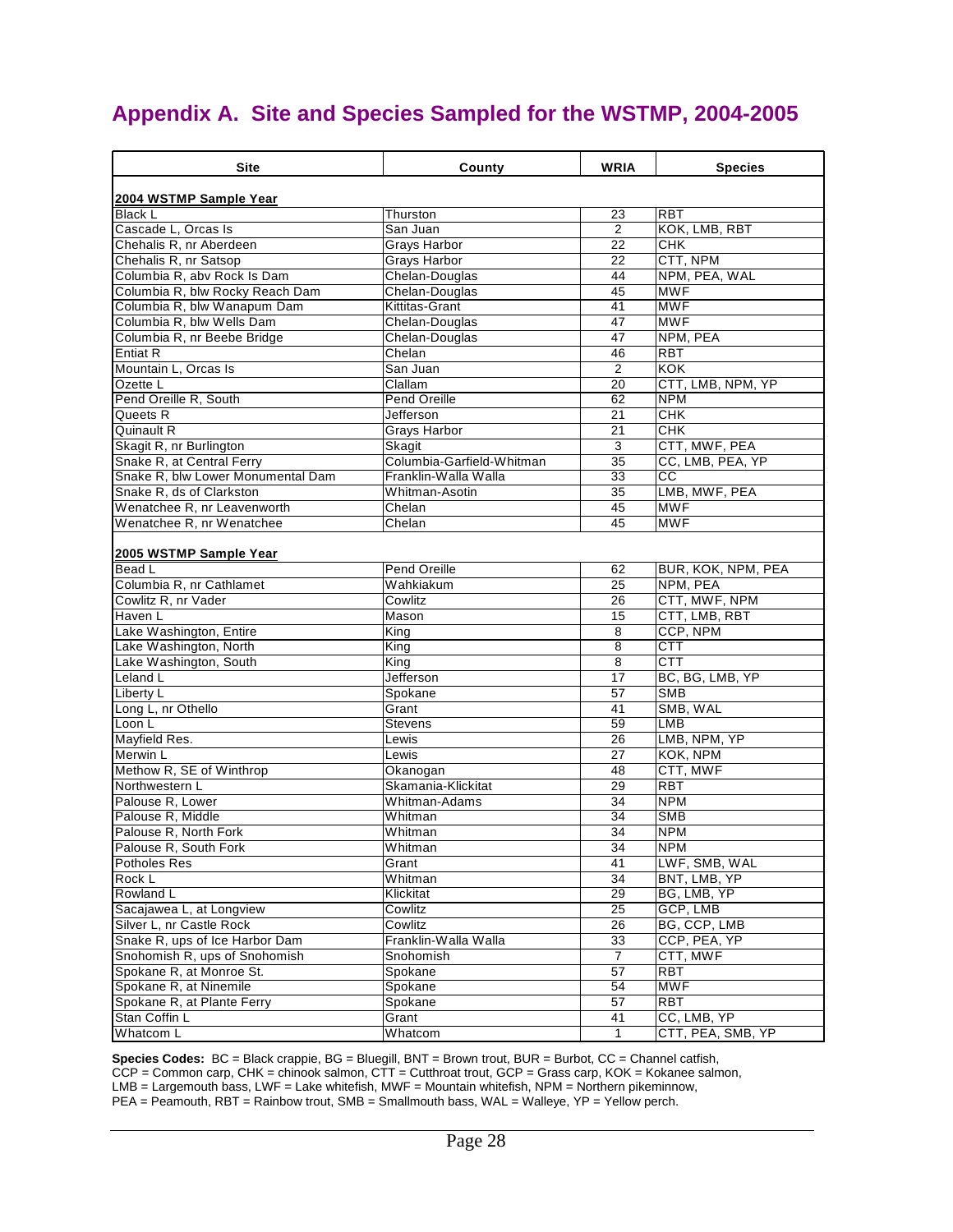# Appendix A. Site and Species Sampled for the WSTMP, 2004-2005

| Site | County | WRIA | Species |
|---|---|---|---|
| **2004 WSTMP Sample Year** | | | |
| Black L | Thurston | 23 | RBT |
| Cascade L, Orcas Is | San Juan | 2 | KOK, LMB, RBT |
| Chehalis R, nr Aberdeen | Grays Harbor | 22 | CHK |
| Chehalis R, nr Satsop | Grays Harbor | 22 | CTT, NPM |
| Columbia R, abv Rock Is Dam | Chelan-Douglas | 44 | NPM, PEA, WAL |
| Columbia R, blw Rocky Reach Dam | Chelan-Douglas | 45 | MWF |
| Columbia R, blw Wanapum Dam | Kittitas-Grant | 41 | MWF |
| Columbia R, blw Wells Dam | Chelan-Douglas | 47 | MWF |
| Columbia R, nr Beebe Bridge | Chelan-Douglas | 47 | NPM, PEA |
| Entiat R | Chelan | 46 | RBT |
| Mountain L, Orcas Is | San Juan | 2 | KOK |
| Ozette L | Clallam | 20 | CTT, LMB, NPM, YP |
| Pend Oreille R, South | Pend Oreille | 62 | NPM |
| Queets R | Jefferson | 21 | CHK |
| Quinault R | Grays Harbor | 21 | CHK |
| Skagit R, nr Burlington | Skagit | 3 | CTT, MWF, PEA |
| Snake R, at Central Ferry | Columbia-Garfield-Whitman | 35 | CC, LMB, PEA, YP |
| Snake R, blw Lower Monumental Dam | Franklin-Walla Walla | 33 | CC |
| Snake R, ds of Clarkston | Whitman-Asotin | 35 | LMB, MWF, PEA |
| Wenatchee R, nr Leavenworth | Chelan | 45 | MWF |
| Wenatchee R, nr Wenatchee | Chelan | 45 | MWF |
| **2005 WSTMP Sample Year** | | | |
| Bead L | Pend Oreille | 62 | BUR, KOK, NPM, PEA |
| Columbia R, nr Cathlamet | Wahkiakum | 25 | NPM, PEA |
| Cowlitz R, nr Vader | Cowlitz | 26 | CTT, MWF, NPM |
| Haven L | Mason | 15 | CTT, LMB, RBT |
| Lake Washington, Entire | King | 8 | CCP, NPM |
| Lake Washington, North | King | 8 | CTT |
| Lake Washington, South | King | 8 | CTT |
| Leland L | Jefferson | 17 | BC, BG, LMB, YP |
| Liberty L | Spokane | 57 | SMB |
| Long L, nr Othello | Grant | 41 | SMB, WAL |
| Loon L | Stevens | 59 | LMB |
| Mayfield Res. | Lewis | 26 | LMB, NPM, YP |
| Merwin L | Lewis | 27 | KOK, NPM |
| Methow R, SE of Winthrop | Okanogan | 48 | CTT, MWF |
| Northwestern L | Skamania-Klickitat | 29 | RBT |
| Palouse R, Lower | Whitman-Adams | 34 | NPM |
| Palouse R, Middle | Whitman | 34 | SMB |
| Palouse R, North Fork | Whitman | 34 | NPM |
| Palouse R, South Fork | Whitman | 34 | NPM |
| Potholes Res | Grant | 41 | LWF, SMB, WAL |
| Rock L | Whitman | 34 | BNT, LMB, YP |
| Rowland L | Klickitat | 29 | BG, LMB, YP |
| Sacajawea L, at Longview | Cowlitz | 25 | GCP, LMB |
| Silver L, nr Castle Rock | Cowlitz | 26 | BG, CCP, LMB |
| Snake R, ups of Ice Harbor Dam | Franklin-Walla Walla | 33 | CCP, PEA, YP |
| Snohomish R, ups of Snohomish | Snohomish | 7 | CTT, MWF |
| Spokane R, at Monroe St. | Spokane | 57 | RBT |
| Spokane R, at Ninemile | Spokane | 54 | MWF |
| Spokane R, at Plante Ferry | Spokane | 57 | RBT |
| Stan Coffin L | Grant | 41 | CC, LMB, YP |
| Whatcom L | Whatcom | 1 | CTT, PEA, SMB, YP |

**Species Codes:** BC = Black crappie, BG = Bluegill, BNT = Brown trout, BUR = Burbot, CC = Channel catfish, CCP = Common carp, CHK = chinook salmon, CTT = Cutthroat trout, GCP = Grass carp, KOK = Kokanee salmon, LMB = Largemouth bass, LWF = Lake whitefish, MWF = Mountain whitefish, NPM = Northern pikeminnow, PEA = Peamouth, RBT = Rainbow trout, SMB = Smallmouth bass, WAL = Walleye, YP = Yellow perch.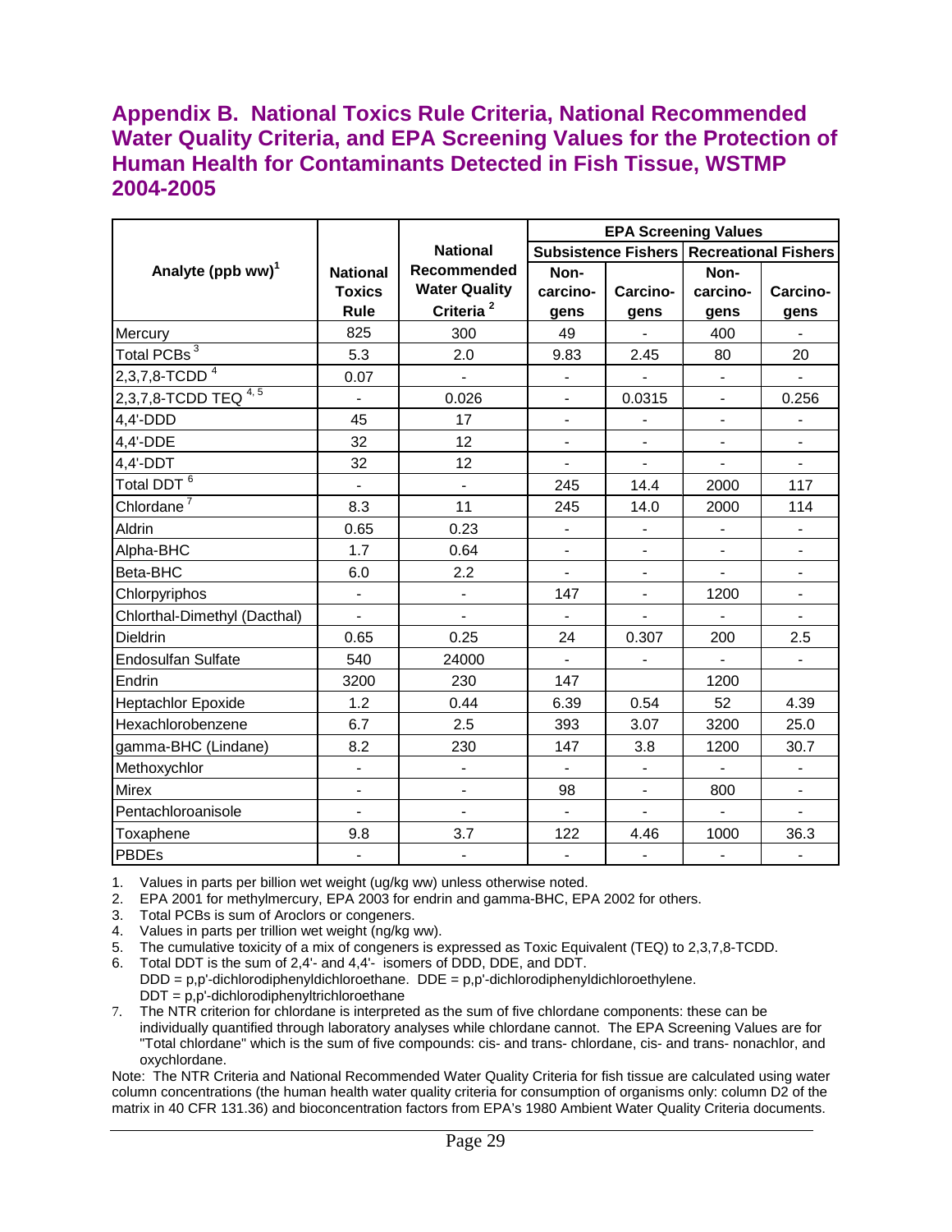## Appendix B. National Toxics Rule Criteria, National Recommended Water Quality Criteria, and EPA Screening Values for the Protection of Human Health for Contaminants Detected in Fish Tissue, WSTMP 2004-2005

| Analyte (ppb ww)[1] | National Toxics Rule | National Recommended Water Quality Criteria [2] | EPA Screening Values | | | |
|---|---|---|---|---|---|---|
| | | | Subsistence Fishers | | Recreational Fishers | |
| | | | Non-carcino-gens | Carcino-gens | Non-carcino-gens | Carcino-gens |
| Mercury | 825 | 300 | 49 | - | 400 | - |
| Total PCBs [3] | 5.3 | 2.0 | 9.83 | 2.45 | 80 | 20 |
| 2,3,7,8-TCDD [4] | 0.07 | - | - | - | - | - |
| 2,3,7,8-TCDD TEQ [4, 5] | - | 0.026 | - | 0.0315 | - | 0.256 |
| 4,4'-DDD | 45 | 17 | - | - | - | - |
| 4,4'-DDE | 32 | 12 | - | - | - | - |
| 4,4'-DDT | 32 | 12 | - | - | - | - |
| Total DDT [6] | - | - | 245 | 14.4 | 2000 | 117 |
| Chlordane [7] | 8.3 | 11 | 245 | 14.0 | 2000 | 114 |
| Aldrin | 0.65 | 0.23 | - | - | - | - |
| Alpha-BHC | 1.7 | 0.64 | - | - | - | - |
| Beta-BHC | 6.0 | 2.2 | - | - | - | - |
| Chlorpyriphos | - | - | 147 | - | 1200 | - |
| Chlorthal-Dimethyl (Dacthal) | - | - | - | - | - | - |
| Dieldrin | 0.65 | 0.25 | 24 | 0.307 | 200 | 2.5 |
| Endosulfan Sulfate | 540 | 24000 | - | - | - | - |
| Endrin | 3200 | 230 | 147 | | 1200 | |
| Heptachlor Epoxide | 1.2 | 0.44 | 6.39 | 0.54 | 52 | 4.39 |
| Hexachlorobenzene | 6.7 | 2.5 | 393 | 3.07 | 3200 | 25.0 |
| gamma-BHC (Lindane) | 8.2 | 230 | 147 | 3.8 | 1200 | 30.7 |
| Methoxychlor | - | - | - | - | - | - |
| Mirex | - | - | 98 | - | 800 | - |
| Pentachloroanisole | - | - | - | - | - | - |
| Toxaphene | 9.8 | 3.7 | 122 | 4.46 | 1000 | 36.3 |
| PBDEs | - | - | - | - | - | - |

1. Values in parts per billion wet weight (ug/kg ww) unless otherwise noted.
2. EPA 2001 for methylmercury, EPA 2003 for endrin and gamma-BHC, EPA 2002 for others.
3. Total PCBs is sum of Aroclors or congeners.
4. Values in parts per trillion wet weight (ng/kg ww).
5. The cumulative toxicity of a mix of congeners is expressed as Toxic Equivalent (TEQ) to 2,3,7,8-TCDD.
6. Total DDT is the sum of 2,4'- and 4,4'- isomers of DDD, DDE, and DDT.
   DDD = p,p'-dichlorodiphenyldichloroethane. DDE = p,p'-dichlorodiphenyldichloroethylene.
   DDT = p,p'-dichlorodiphenyltrichloroethane
7. The NTR criterion for chlordane is interpreted as the sum of five chlordane components: these can be individually quantified through laboratory analyses while chlordane cannot. The EPA Screening Values are for "Total chlordane" which is the sum of five compounds: cis- and trans- chlordane, cis- and trans- nonachlor, and oxychlordane.

Note: The NTR Criteria and National Recommended Water Quality Criteria for fish tissue are calculated using water column concentrations (the human health water quality criteria for consumption of organisms only: column D2 of the matrix in 40 CFR 131.36) and bioconcentration factors from EPA's 1980 Ambient Water Quality Criteria documents.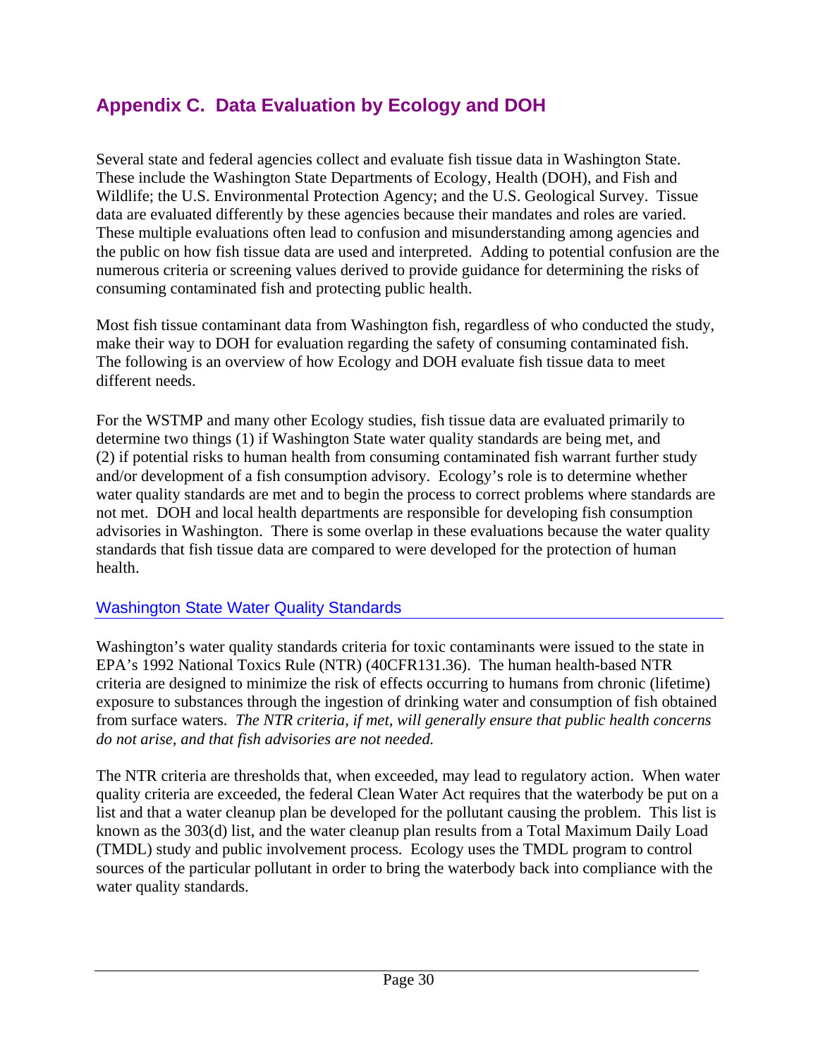# Appendix C. Data Evaluation by Ecology and DOH

Several state and federal agencies collect and evaluate fish tissue data in Washington State. These include the Washington State Departments of Ecology, Health (DOH), and Fish and Wildlife; the U.S. Environmental Protection Agency; and the U.S. Geological Survey. Tissue data are evaluated differently by these agencies because their mandates and roles are varied. These multiple evaluations often lead to confusion and misunderstanding among agencies and the public on how fish tissue data are used and interpreted. Adding to potential confusion are the numerous criteria or screening values derived to provide guidance for determining the risks of consuming contaminated fish and protecting public health.

Most fish tissue contaminant data from Washington fish, regardless of who conducted the study, make their way to DOH for evaluation regarding the safety of consuming contaminated fish. The following is an overview of how Ecology and DOH evaluate fish tissue data to meet different needs.

For the WSTMP and many other Ecology studies, fish tissue data are evaluated primarily to determine two things (1) if Washington State water quality standards are being met, and (2) if potential risks to human health from consuming contaminated fish warrant further study and/or development of a fish consumption advisory. Ecology's role is to determine whether water quality standards are met and to begin the process to correct problems where standards are not met. DOH and local health departments are responsible for developing fish consumption advisories in Washington. There is some overlap in these evaluations because the water quality standards that fish tissue data are compared to were developed for the protection of human health.

## Washington State Water Quality Standards

Washington's water quality standards criteria for toxic contaminants were issued to the state in EPA's 1992 National Toxics Rule (NTR) (40CFR131.36). The human health-based NTR criteria are designed to minimize the risk of effects occurring to humans from chronic (lifetime) exposure to substances through the ingestion of drinking water and consumption of fish obtained from surface waters. *The NTR criteria, if met, will generally ensure that public health concerns do not arise, and that fish advisories are not needed.*

The NTR criteria are thresholds that, when exceeded, may lead to regulatory action. When water quality criteria are exceeded, the federal Clean Water Act requires that the waterbody be put on a list and that a water cleanup plan be developed for the pollutant causing the problem. This list is known as the 303(d) list, and the water cleanup plan results from a Total Maximum Daily Load (TMDL) study and public involvement process. Ecology uses the TMDL program to control sources of the particular pollutant in order to bring the waterbody back into compliance with the water quality standards.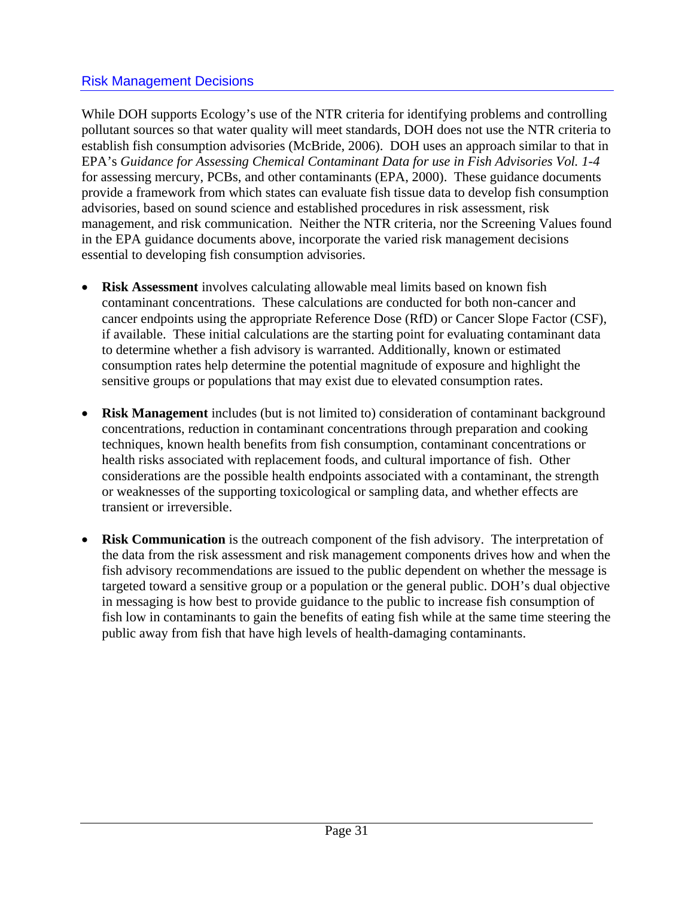## Risk Management Decisions

While DOH supports Ecology's use of the NTR criteria for identifying problems and controlling pollutant sources so that water quality will meet standards, DOH does not use the NTR criteria to establish fish consumption advisories (McBride, 2006). DOH uses an approach similar to that in EPA's *Guidance for Assessing Chemical Contaminant Data for use in Fish Advisories Vol. 1-4* for assessing mercury, PCBs, and other contaminants (EPA, 2000). These guidance documents provide a framework from which states can evaluate fish tissue data to develop fish consumption advisories, based on sound science and established procedures in risk assessment, risk management, and risk communication. Neither the NTR criteria, nor the Screening Values found in the EPA guidance documents above, incorporate the varied risk management decisions essential to developing fish consumption advisories.

- **Risk Assessment** involves calculating allowable meal limits based on known fish contaminant concentrations. These calculations are conducted for both non-cancer and cancer endpoints using the appropriate Reference Dose (RfD) or Cancer Slope Factor (CSF), if available. These initial calculations are the starting point for evaluating contaminant data to determine whether a fish advisory is warranted. Additionally, known or estimated consumption rates help determine the potential magnitude of exposure and highlight the sensitive groups or populations that may exist due to elevated consumption rates.

- **Risk Management** includes (but is not limited to) consideration of contaminant background concentrations, reduction in contaminant concentrations through preparation and cooking techniques, known health benefits from fish consumption, contaminant concentrations or health risks associated with replacement foods, and cultural importance of fish. Other considerations are the possible health endpoints associated with a contaminant, the strength or weaknesses of the supporting toxicological or sampling data, and whether effects are transient or irreversible.

- **Risk Communication** is the outreach component of the fish advisory. The interpretation of the data from the risk assessment and risk management components drives how and when the fish advisory recommendations are issued to the public dependent on whether the message is targeted toward a sensitive group or a population or the general public. DOH's dual objective in messaging is how best to provide guidance to the public to increase fish consumption of fish low in contaminants to gain the benefits of eating fish while at the same time steering the public away from fish that have high levels of health-damaging contaminants.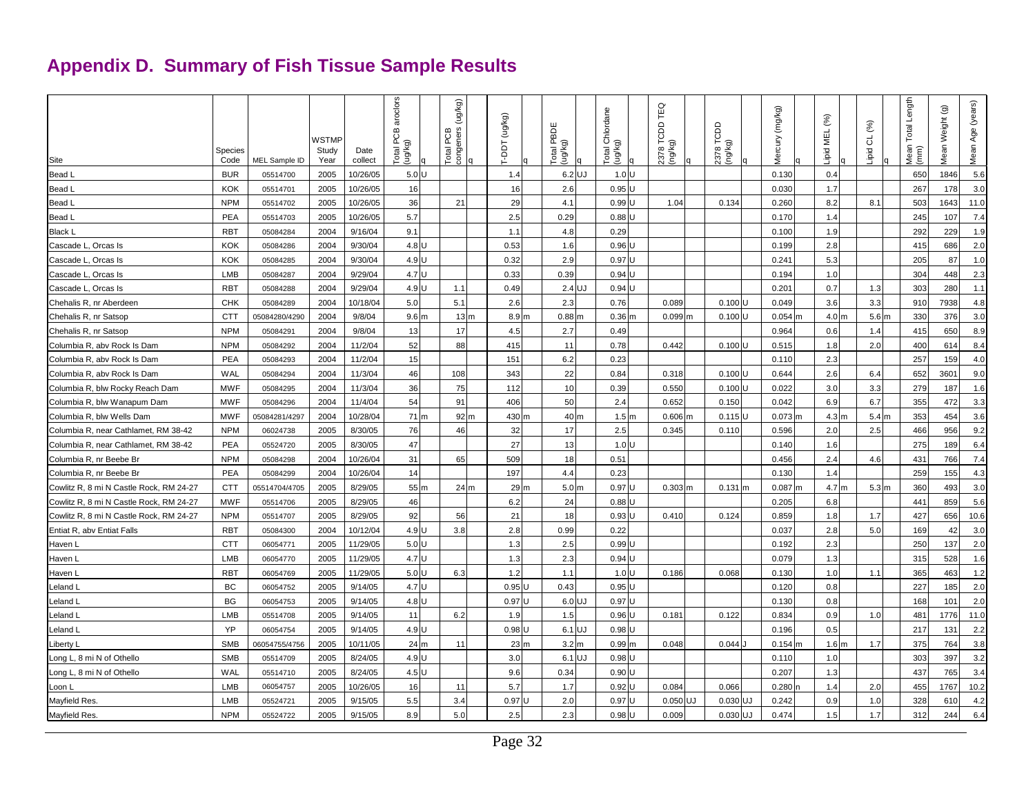## Appendix D. Summary of Fish Tissue Sample Results

| Site | Species Code | MEL Sample ID | WSTMP Study Year | Date collect | Total PCB aroclors (ug/kg) | q | Total PCB congeners (ug/kg) | q | T-DDT (ug/kg) | q | Total PBDE (ug/kg) | q | Total Chlordane (ug/kg) | q | 2378 TCDD TEQ (ng/kg) | q | 2378 TCDD (ng/kg) | q | Mercury (mg/kg) | q | Lipid MEL (%) | q | Lipid CL (%) | q | Mean Total Length (mm) | Mean Weight (g) | Mean Age (years) |
|---|---|---|---|---|---|---|---|---|---|---|---|---|---|---|---|---|---|---|---|---|---|---|---|---|---|---|---|
| Bead L | BUR | 05514700 | 2005 | 10/26/05 | 5.0 | U | | | 1.4 | | 6.2 | UJ | 1.0 | U | | | | | 0.130 | | 0.4 | | | | 650 | 1846 | 5.6 |
| Bead L | KOK | 05514701 | 2005 | 10/26/05 | 16 | | | | 16 | | 2.6 | | 0.95 | U | | | | | 0.030 | | 1.7 | | | | 267 | 178 | 3.0 |
| Bead L | NPM | 05514702 | 2005 | 10/26/05 | 36 | | 21 | | 29 | | 4.1 | | 0.99 | U | 1.04 | | 0.134 | | 0.260 | | 8.2 | | 8.1 | | 503 | 1643 | 11.0 |
| Bead L | PEA | 05514703 | 2005 | 10/26/05 | 5.7 | | | | 2.5 | | 0.29 | | 0.88 | U | | | | | 0.170 | | 1.4 | | | | 245 | 107 | 7.4 |
| Black L | RBT | 05084284 | 2004 | 9/16/04 | 9.1 | | | | 1.1 | | 4.8 | | 0.29 | | | | | | 0.100 | | 1.9 | | | | 292 | 229 | 1.9 |
| Cascade L, Orcas Is | KOK | 05084286 | 2004 | 9/30/04 | 4.8 | U | | | 0.53 | | 1.6 | | 0.96 | U | | | | | 0.199 | | 2.8 | | | | 415 | 686 | 2.0 |
| Cascade L, Orcas Is | KOK | 05084285 | 2004 | 9/30/04 | 4.9 | U | | | 0.32 | | 2.9 | | 0.97 | U | | | | | 0.241 | | 5.3 | | | | 205 | 87 | 1.0 |
| Cascade L, Orcas Is | LMB | 05084287 | 2004 | 9/29/04 | 4.7 | U | | | 0.33 | | 0.39 | | 0.94 | U | | | | | 0.194 | | 1.0 | | | | 304 | 448 | 2.3 |
| Cascade L, Orcas Is | RBT | 05084288 | 2004 | 9/29/04 | 4.9 | U | 1.1 | | 0.49 | | 2.4 | UJ | 0.94 | U | | | | | 0.201 | | 0.7 | | 1.3 | | 303 | 280 | 1.1 |
| Chehalis R, nr Aberdeen | CHK | 05084289 | 2004 | 10/18/04 | 5.0 | | 5.1 | | 2.6 | | 2.3 | | 0.76 | | 0.089 | | 0.100 | U | 0.049 | | 3.6 | | 3.3 | | 910 | 7938 | 4.8 |
| Chehalis R, nr Satsop | CTT | 05084280/4290 | 2004 | 9/8/04 | 9.6 | m | 13 | m | 8.9 | m | 0.88 | m | 0.36 | m | 0.099 | m | 0.100 | U | 0.054 | m | 4.0 | m | 5.6 | m | 330 | 376 | 3.0 |
| Chehalis R, nr Satsop | NPM | 05084291 | 2004 | 9/8/04 | 13 | | 17 | | 4.5 | | 2.7 | | 0.49 | | | | | | 0.964 | | 0.6 | | 1.4 | | 415 | 650 | 8.9 |
| Columbia R, abv Rock Is Dam | NPM | 05084292 | 2004 | 11/2/04 | 52 | | 88 | | 415 | | 11 | | 0.78 | | 0.442 | | 0.100 | U | 0.515 | | 1.8 | | 2.0 | | 400 | 614 | 8.4 |
| Columbia R, abv Rock Is Dam | PEA | 05084293 | 2004 | 11/2/04 | 15 | | | | 151 | | 6.2 | | 0.23 | | | | | | 0.110 | | 2.3 | | | | 257 | 159 | 4.0 |
| Columbia R, abv Rock Is Dam | WAL | 05084294 | 2004 | 11/3/04 | 46 | | 108 | | 343 | | 22 | | 0.84 | | 0.318 | | 0.100 | U | 0.644 | | 2.6 | | 6.4 | | 652 | 3601 | 9.0 |
| Columbia R, blw Rocky Reach Dam | MWF | 05084295 | 2004 | 11/3/04 | 36 | | 75 | | 112 | | 10 | | 0.39 | | 0.550 | | 0.100 | U | 0.022 | | 3.0 | | 3.3 | | 279 | 187 | 1.6 |
| Columbia R, blw Wanapum Dam | MWF | 05084296 | 2004 | 11/4/04 | 54 | | 91 | | 406 | | 50 | | 2.4 | | 0.652 | | 0.150 | | 0.042 | | 6.9 | | 6.7 | | 355 | 472 | 3.3 |
| Columbia R, blw Wells Dam | MWF | 05084281/4297 | 2004 | 10/28/04 | 71 | m | 92 | m | 430 | m | 40 | m | 1.5 | m | 0.606 | m | 0.115 | U | 0.073 | m | 4.3 | m | 5.4 | m | 353 | 454 | 3.6 |
| Columbia R, near Cathlamet, RM 38-42 | NPM | 06024738 | 2005 | 8/30/05 | 76 | | 46 | | 32 | | 17 | | 2.5 | | 0.345 | | 0.110 | | 0.596 | | 2.0 | | 2.5 | | 466 | 956 | 9.2 |
| Columbia R, near Cathlamet, RM 38-42 | PEA | 05524720 | 2005 | 8/30/05 | 47 | | | | 27 | | 13 | | 1.0 | U | | | | | 0.140 | | 1.6 | | | | 275 | 189 | 6.4 |
| Columbia R, nr Beebe Br | NPM | 05084298 | 2004 | 10/26/04 | 31 | | 65 | | 509 | | 18 | | 0.51 | | | | | | 0.456 | | 2.4 | | 4.6 | | 431 | 766 | 7.4 |
| Columbia R, nr Beebe Br | PEA | 05084299 | 2004 | 10/26/04 | 14 | | | | 197 | | 4.4 | | 0.23 | | | | | | 0.130 | | 1.4 | | | | 259 | 155 | 4.3 |
| Cowlitz R, 8 mi N Castle Rock, RM 24-27 | CTT | 05514704/4705 | 2005 | 8/29/05 | 55 | m | 24 | m | 29 | m | 5.0 | m | 0.97 | U | 0.303 | m | 0.131 | m | 0.087 | m | 4.7 | m | 5.3 | m | 360 | 493 | 3.0 |
| Cowlitz R, 8 mi N Castle Rock, RM 24-27 | MWF | 05514706 | 2005 | 8/29/05 | 46 | | | | 6.2 | | 24 | | 0.88 | U | | | | | 0.205 | | 6.8 | | | | 441 | 859 | 5.6 |
| Cowlitz R, 8 mi N Castle Rock, RM 24-27 | NPM | 05514707 | 2005 | 8/29/05 | 92 | | 56 | | 21 | | 18 | | 0.93 | U | 0.410 | | 0.124 | | 0.859 | | 1.8 | | 1.7 | | 427 | 656 | 10.6 |
| Entiat R, abv Entiat Falls | RBT | 05084300 | 2004 | 10/12/04 | 4.9 | U | 3.8 | | 2.8 | | 0.99 | | 0.22 | | | | | | 0.037 | | 2.8 | | 5.0 | | 169 | 42 | 3.0 |
| Haven L | CTT | 06054771 | 2005 | 11/29/05 | 5.0 | U | | | 1.3 | | 2.5 | | 0.99 | U | | | | | 0.192 | | 2.3 | | | | 250 | 137 | 2.0 |
| Haven L | LMB | 06054770 | 2005 | 11/29/05 | 4.7 | U | | | 1.3 | | 2.3 | | 0.94 | U | | | | | 0.079 | | 1.3 | | | | 315 | 528 | 1.6 |
| Haven L | RBT | 06054769 | 2005 | 11/29/05 | 5.0 | U | 6.3 | | 1.2 | | 1.1 | | 1.0 | U | 0.186 | | 0.068 | | 0.130 | | 1.0 | | 1.1 | | 365 | 463 | 1.2 |
| Leland L | BC | 06054752 | 2005 | 9/14/05 | 4.7 | U | | | 0.95 | U | 0.43 | | 0.95 | U | | | | | 0.120 | | 0.8 | | | | 227 | 185 | 2.0 |
| Leland L | BG | 06054753 | 2005 | 9/14/05 | 4.8 | U | | | 0.97 | U | 6.0 | UJ | 0.97 | U | | | | | 0.130 | | 0.8 | | | | 168 | 101 | 2.0 |
| Leland L | LMB | 05514708 | 2005 | 9/14/05 | 11 | | 6.2 | | 1.9 | | 1.5 | | 0.96 | U | 0.181 | | 0.122 | | 0.834 | | 0.9 | | 1.0 | | 481 | 1776 | 11.0 |
| Leland L | YP | 06054754 | 2005 | 9/14/05 | 4.9 | U | | | 0.98 | U | 6.1 | UJ | 0.98 | U | | | | | 0.196 | | 0.5 | | | | 217 | 131 | 2.2 |
| Liberty L | SMB | 06054755/4756 | 2005 | 10/11/05 | 24 | m | 11 | | 23 | m | 3.2 | m | 0.99 | m | 0.048 | | 0.044 | J | 0.154 | m | 1.6 | m | 1.7 | | 375 | 764 | 3.8 |
| Long L, 8 mi N of Othello | SMB | 05514709 | 2005 | 8/24/05 | 4.9 | U | | | 3.0 | | 6.1 | UJ | 0.98 | U | | | | | 0.110 | | 1.0 | | | | 303 | 397 | 3.2 |
| Long L, 8 mi N of Othello | WAL | 05514710 | 2005 | 8/24/05 | 4.5 | U | | | 9.6 | | 0.34 | | 0.90 | U | | | | | 0.207 | | 1.3 | | | | 437 | 765 | 3.4 |
| Loon L | LMB | 06054757 | 2005 | 10/26/05 | 16 | | 11 | | 5.7 | | 1.7 | | 0.92 | U | 0.084 | | 0.066 | | 0.280 | n | 1.4 | | 2.0 | | 455 | 1767 | 10.2 |
| Mayfield Res. | LMB | 05524721 | 2005 | 9/15/05 | 5.5 | | 3.4 | | 0.97 | U | 2.0 | | 0.97 | U | 0.050 | UJ | 0.030 | UJ | 0.242 | | 0.9 | | 1.0 | | 328 | 610 | 4.2 |
| Mayfield Res. | NPM | 05524722 | 2005 | 9/15/05 | 8.9 | | 5.0 | | 2.5 | | 2.3 | | 0.98 | U | 0.009 | | 0.030 | UJ | 0.474 | | 1.5 | | 1.7 | | 312 | 244 | 6.4 |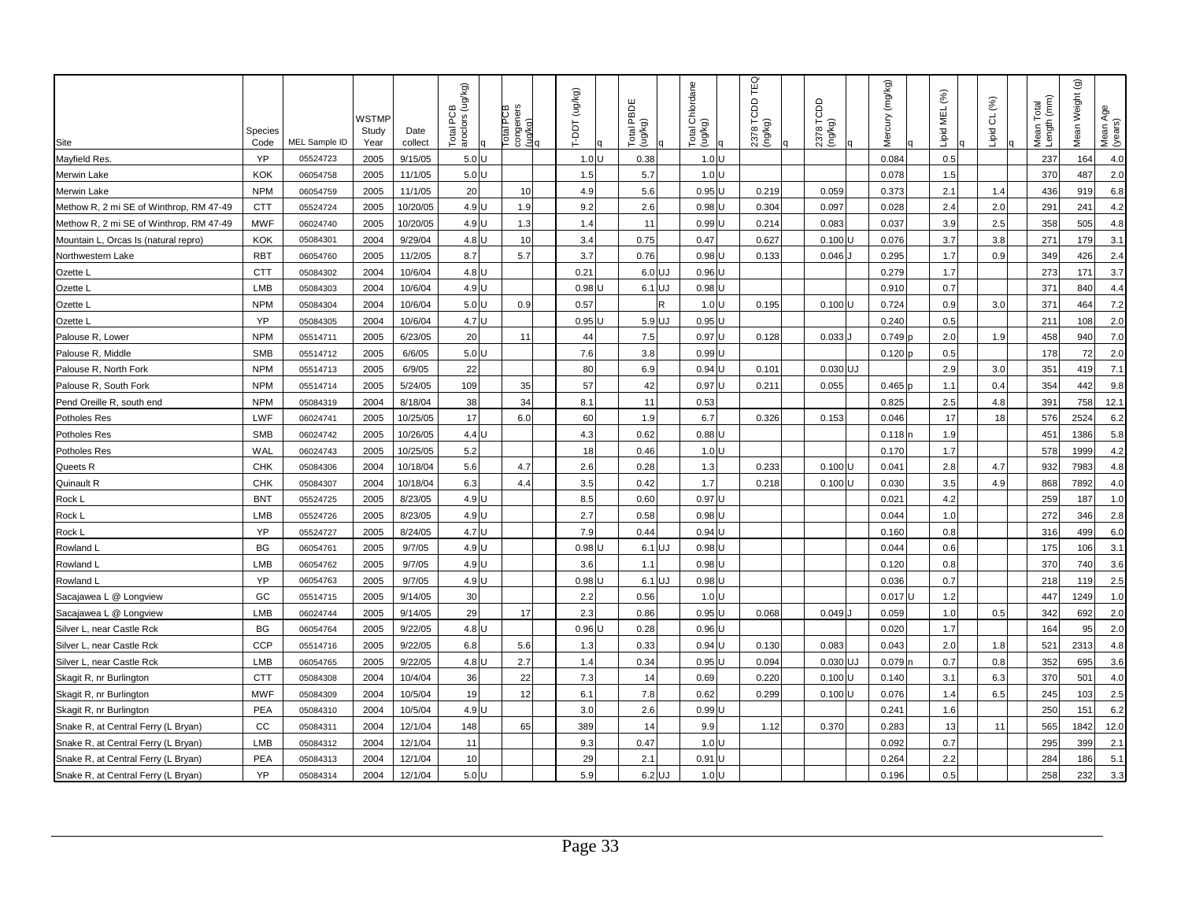| Site | Species Code | MEL Sample ID | WSTMP Study Year | Date collect | Total PCB aroclors (ug/kg) | q | Total PCB congeners (ug/kg) | q | T-DDT (ug/kg) | q | Total PBDE (ug/kg) | q | Total Chlordane (ug/kg) | q | 2378 TCDD TEQ (ng/kg) | q | 2378 TCDD (ng/kg) | q | Mercury (mg/kg) | q | Lipid MEL (%) | q | Lipid CL (%) | q | Mean Total Length (mm) | Mean Weight (g) | Mean Age (years) |
|---|---|---|---|---|---|---|---|---|---|---|---|---|---|---|---|---|---|---|---|---|---|---|---|---|---|---|---|
| Mayfield Res. | YP | 05524723 | 2005 | 9/15/05 | 5.0 | U | | | 1.0 | U | 0.38 | | 1.0 | U | | | | | 0.084 | | 0.5 | | | | 237 | 164 | 4.0 |
| Merwin Lake | KOK | 06054758 | 2005 | 11/1/05 | 5.0 | U | | | 1.5 | | 5.7 | | 1.0 | U | | | | | 0.078 | | 1.5 | | | | 370 | 487 | 2.0 |
| Merwin Lake | NPM | 06054759 | 2005 | 11/1/05 | 20 | | 10 | | 4.9 | | 5.6 | | 0.95 | U | 0.219 | | 0.059 | | 0.373 | | 2.1 | | 1.4 | | 436 | 919 | 6.8 |
| Methow R, 2 mi SE of Winthrop, RM 47-49 | CTT | 05524724 | 2005 | 10/20/05 | 4.9 | U | 1.9 | | 9.2 | | 2.6 | | 0.98 | U | 0.304 | | 0.097 | | 0.028 | | 2.4 | | 2.0 | | 291 | 241 | 4.2 |
| Methow R, 2 mi SE of Winthrop, RM 47-49 | MWF | 06024740 | 2005 | 10/20/05 | 4.9 | U | 1.3 | | 1.4 | | 11 | | 0.99 | U | 0.214 | | 0.083 | | 0.037 | | 3.9 | | 2.5 | | 358 | 505 | 4.8 |
| Mountain L, Orcas Is (natural repro) | KOK | 05084301 | 2004 | 9/29/04 | 4.8 | U | 10 | | 3.4 | | 0.75 | | 0.47 | | 0.627 | | 0.100 | U | 0.076 | | 3.7 | | 3.8 | | 271 | 179 | 3.1 |
| Northwestern Lake | RBT | 06054760 | 2005 | 11/2/05 | 8.7 | | 5.7 | | 3.7 | | 0.76 | | 0.98 | U | 0.133 | | 0.046 | J | 0.295 | | 1.7 | | 0.9 | | 349 | 426 | 2.4 |
| Ozette L | CTT | 05084302 | 2004 | 10/6/04 | 4.8 | U | | | 0.21 | | 6.0 | UJ | 0.96 | U | | | | | 0.279 | | 1.7 | | | | 273 | 171 | 3.7 |
| Ozette L | LMB | 05084303 | 2004 | 10/6/04 | 4.9 | U | | | 0.98 | U | 6.1 | UJ | 0.98 | U | | | | | 0.910 | | 0.7 | | | | 371 | 840 | 4.4 |
| Ozette L | NPM | 05084304 | 2004 | 10/6/04 | 5.0 | U | 0.9 | | 0.57 | | | R | 1.0 | U | 0.195 | | 0.100 | U | 0.724 | | 0.9 | | 3.0 | | 371 | 464 | 7.2 |
| Ozette L | YP | 05084305 | 2004 | 10/6/04 | 4.7 | U | | | 0.95 | U | 5.9 | UJ | 0.95 | U | | | | | 0.240 | | 0.5 | | | | 211 | 108 | 2.0 |
| Palouse R, Lower | NPM | 05514711 | 2005 | 6/23/05 | 20 | | 11 | | 44 | | 7.5 | | 0.97 | U | 0.128 | | 0.033 | J | 0.749 | p | 2.0 | | 1.9 | | 458 | 940 | 7.0 |
| Palouse R, Middle | SMB | 05514712 | 2005 | 6/6/05 | 5.0 | U | | | 7.6 | | 3.8 | | 0.99 | U | | | | | 0.120 | p | 0.5 | | | | 178 | 72 | 2.0 |
| Palouse R, North Fork | NPM | 05514713 | 2005 | 6/9/05 | 22 | | | | 80 | | 6.9 | | 0.94 | U | 0.101 | | 0.030 | UJ | | | 2.9 | | 3.0 | | 351 | 419 | 7.1 |
| Palouse R, South Fork | NPM | 05514714 | 2005 | 5/24/05 | 109 | | 35 | | 57 | | 42 | | 0.97 | U | 0.211 | | 0.055 | | 0.465 | p | 1.1 | | 0.4 | | 354 | 442 | 9.8 |
| Pend Oreille R, south end | NPM | 05084319 | 2004 | 8/18/04 | 38 | | 34 | | 8.1 | | 11 | | 0.53 | | | | | | 0.825 | | 2.5 | | 4.8 | | 391 | 758 | 12.1 |
| Potholes Res | LWF | 06024741 | 2005 | 10/25/05 | 17 | | 6.0 | | 60 | | 1.9 | | 6.7 | | 0.326 | | 0.153 | | 0.046 | | 17 | | 18 | | 576 | 2524 | 6.2 |
| Potholes Res | SMB | 06024742 | 2005 | 10/26/05 | 4.4 | U | | | 4.3 | | 0.62 | | 0.88 | U | | | | | 0.118 | n | 1.9 | | | | 451 | 1386 | 5.8 |
| Potholes Res | WAL | 06024743 | 2005 | 10/25/05 | 5.2 | | | | 18 | | 0.46 | | 1.0 | U | | | | | 0.170 | | 1.7 | | | | 578 | 1999 | 4.2 |
| Queets R | CHK | 05084306 | 2004 | 10/18/04 | 5.6 | | 4.7 | | 2.6 | | 0.28 | | 1.3 | | 0.233 | | 0.100 | U | 0.041 | | 2.8 | | 4.7 | | 932 | 7983 | 4.8 |
| Quinault R | CHK | 05084307 | 2004 | 10/18/04 | 6.3 | | 4.4 | | 3.5 | | 0.42 | | 1.7 | | 0.218 | | 0.100 | U | 0.030 | | 3.5 | | 4.9 | | 868 | 7892 | 4.0 |
| Rock L | BNT | 05524725 | 2005 | 8/23/05 | 4.9 | U | | | 8.5 | | 0.60 | | 0.97 | U | | | | | 0.021 | | 4.2 | | | | 259 | 187 | 1.0 |
| Rock L | LMB | 05524726 | 2005 | 8/23/05 | 4.9 | U | | | 2.7 | | 0.58 | | 0.98 | U | | | | | 0.044 | | 1.0 | | | | 272 | 346 | 2.8 |
| Rock L | YP | 05524727 | 2005 | 8/24/05 | 4.7 | U | | | 7.9 | | 0.44 | | 0.94 | U | | | | | 0.160 | | 0.8 | | | | 316 | 499 | 6.0 |
| Rowland L | BG | 06054761 | 2005 | 9/7/05 | 4.9 | U | | | 0.98 | U | 6.1 | UJ | 0.98 | U | | | | | 0.044 | | 0.6 | | | | 175 | 106 | 3.1 |
| Rowland L | LMB | 06054762 | 2005 | 9/7/05 | 4.9 | U | | | 3.6 | | 1.1 | | 0.98 | U | | | | | 0.120 | | 0.8 | | | | 370 | 740 | 3.6 |
| Rowland L | YP | 06054763 | 2005 | 9/7/05 | 4.9 | U | | | 0.98 | U | 6.1 | UJ | 0.98 | U | | | | | 0.036 | | 0.7 | | | | 218 | 119 | 2.5 |
| Sacajawea L @ Longview | GC | 05514715 | 2005 | 9/14/05 | 30 | | | | 2.2 | | 0.56 | | 1.0 | U | | | | | 0.017 | U | 1.2 | | | | 447 | 1249 | 1.0 |
| Sacajawea L @ Longview | LMB | 06024744 | 2005 | 9/14/05 | 29 | | 17 | | 2.3 | | 0.86 | | 0.95 | U | 0.068 | | 0.049 | J | 0.059 | | 1.0 | | 0.5 | | 342 | 692 | 2.0 |
| Silver L, near Castle Rck | BG | 06054764 | 2005 | 9/22/05 | 4.8 | U | | | 0.96 | U | 0.28 | | 0.96 | U | | | | | 0.020 | | 1.7 | | | | 164 | 95 | 2.0 |
| Silver L, near Castle Rck | CCP | 05514716 | 2005 | 9/22/05 | 6.8 | | 5.6 | | 1.3 | | 0.33 | | 0.94 | U | 0.130 | | 0.083 | | 0.043 | | 2.0 | | 1.8 | | 521 | 2313 | 4.8 |
| Silver L, near Castle Rck | LMB | 06054765 | 2005 | 9/22/05 | 4.8 | U | 2.7 | | 1.4 | | 0.34 | | 0.95 | U | 0.094 | | 0.030 | UJ | 0.079 | n | 0.7 | | 0.8 | | 352 | 695 | 3.6 |
| Skagit R, nr Burlington | CTT | 05084308 | 2004 | 10/4/04 | 36 | | 22 | | 7.3 | | 14 | | 0.69 | | 0.220 | | 0.100 | U | 0.140 | | 3.1 | | 6.3 | | 370 | 501 | 4.0 |
| Skagit R, nr Burlington | MWF | 05084309 | 2004 | 10/5/04 | 19 | | 12 | | 6.1 | | 7.8 | | 0.62 | | 0.299 | | 0.100 | U | 0.076 | | 1.4 | | 6.5 | | 245 | 103 | 2.5 |
| Skagit R, nr Burlington | PEA | 05084310 | 2004 | 10/5/04 | 4.9 | U | | | 3.0 | | 2.6 | | 0.99 | U | | | | | 0.241 | | 1.6 | | | | 250 | 151 | 6.2 |
| Snake R, at Central Ferry (L Bryan) | CC | 05084311 | 2004 | 12/1/04 | 148 | | 65 | | 389 | | 14 | | 9.9 | | 1.12 | | 0.370 | | 0.283 | | 13 | | 11 | | 565 | 1842 | 12.0 |
| Snake R, at Central Ferry (L Bryan) | LMB | 05084312 | 2004 | 12/1/04 | 11 | | | | 9.3 | | 0.47 | | 1.0 | U | | | | | 0.092 | | 0.7 | | | | 295 | 399 | 2.1 |
| Snake R, at Central Ferry (L Bryan) | PEA | 05084313 | 2004 | 12/1/04 | 10 | | | | 29 | | 2.1 | | 0.91 | U | | | | | 0.264 | | 2.2 | | | | 284 | 186 | 5.1 |
| Snake R, at Central Ferry (L Bryan) | YP | 05084314 | 2004 | 12/1/04 | 5.0 | U | | | 5.9 | | 6.2 | UJ | 1.0 | U | | | | | 0.196 | | 0.5 | | | | 258 | 232 | 3.3 |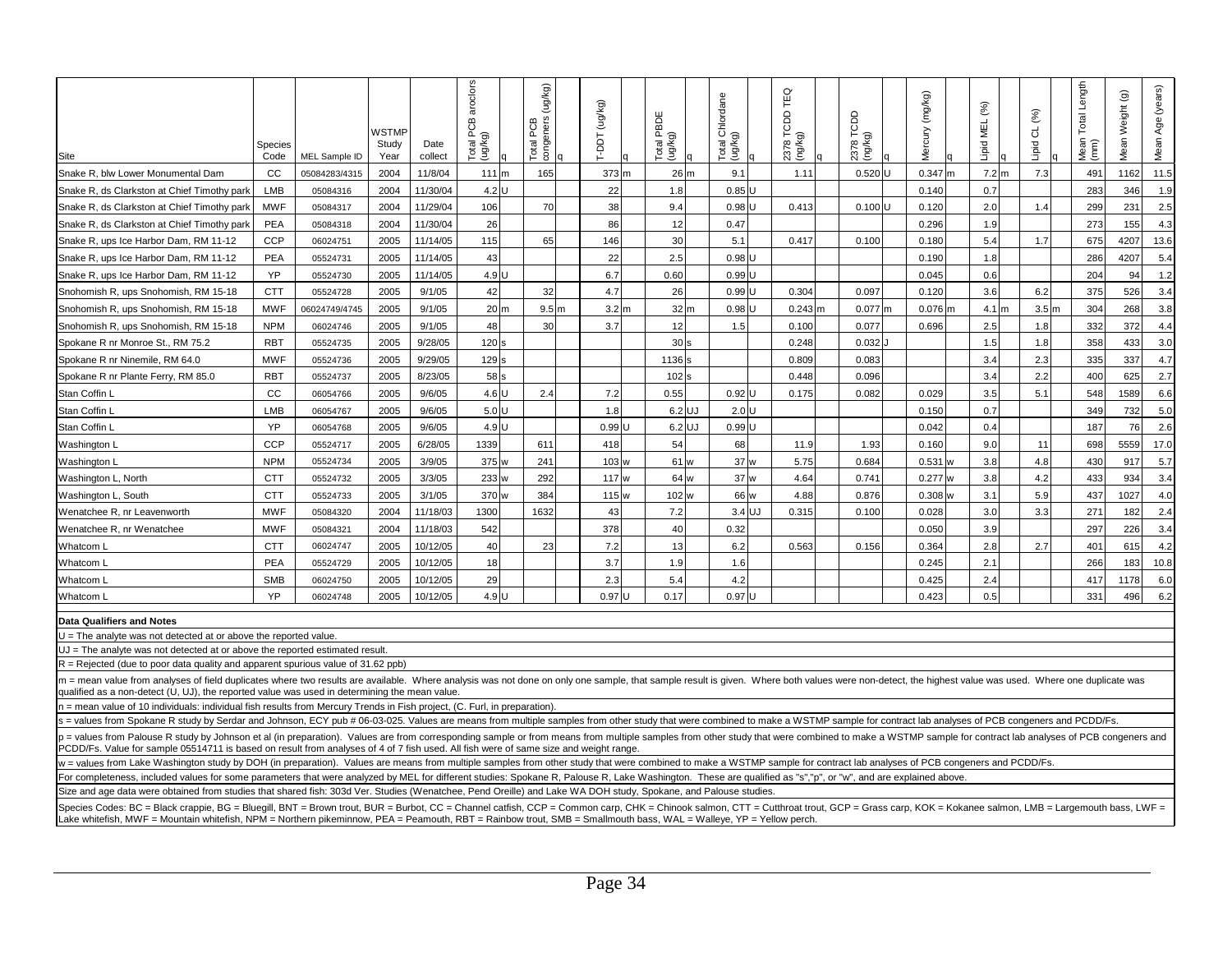| Site | Species Code | MEL Sample ID | WSTMP Study Year | Date collect | Total PCB aroclors (ug/kg) | q | Total PCB congeners (ug/kg) | q | T-DDT (ug/kg) | q | Total PBDE (ug/kg) | q | Total Chlordane (ug/kg) | q | 2378 TCDD TEQ (ng/kg) | q | 2378 TCDD (ng/kg) | q | Mercury (mg/kg) | q | Lipid MEL (%) | q | Lipid CL (%) | q | Mean Total Length (mm) | Mean Weight (g) | Mean Age (years) |
|---|---|---|---|---|---|---|---|---|---|---|---|---|---|---|---|---|---|---|---|---|---|---|---|---|---|---|---|
| Snake R, blw Lower Monumental Dam | CC | 05084283/4315 | 2004 | 11/8/04 | 111 | m | 165 | | 373 | m | 26 | m | 9.1 | | 1.11 | | 0.520 | U | 0.347 | m | 7.2 | m | 7.3 | | 491 | 1162 | 11.5 |
| Snake R, ds Clarkston at Chief Timothy park | LMB | 05084316 | 2004 | 11/30/04 | 4.2 | U | | | 22 | | 1.8 | | 0.85 | U | | | | | 0.140 | | 0.7 | | | | 283 | 346 | 1.9 |
| Snake R, ds Clarkston at Chief Timothy park | MWF | 05084317 | 2004 | 11/29/04 | 106 | | 70 | | 38 | | 9.4 | | 0.98 | U | 0.413 | | 0.100 | U | 0.120 | | 2.0 | | 1.4 | | 299 | 231 | 2.5 |
| Snake R, ds Clarkston at Chief Timothy park | PEA | 05084318 | 2004 | 11/30/04 | 26 | | | | 86 | | 12 | | 0.47 | | | | | | 0.296 | | 1.9 | | | | 273 | 155 | 4.3 |
| Snake R, ups Ice Harbor Dam, RM 11-12 | CCP | 06024751 | 2005 | 11/14/05 | 115 | | 65 | | 146 | | 30 | | 5.1 | | 0.417 | | 0.100 | | 0.180 | | 5.4 | | 1.7 | | 675 | 4207 | 13.6 |
| Snake R, ups Ice Harbor Dam, RM 11-12 | PEA | 05524731 | 2005 | 11/14/05 | 43 | | | | 22 | | 2.5 | | 0.98 | U | | | | | 0.190 | | 1.8 | | | | 286 | 4207 | 5.4 |
| Snake R, ups Ice Harbor Dam, RM 11-12 | YP | 05524730 | 2005 | 11/14/05 | 4.9 | U | | | 6.7 | | 0.60 | | 0.99 | U | | | | | 0.045 | | 0.6 | | | | 204 | 94 | 1.2 |
| Snohomish R, ups Snohomish, RM 15-18 | CTT | 05524728 | 2005 | 9/1/05 | 42 | | 32 | | 4.7 | | 26 | | 0.99 | U | 0.304 | | 0.097 | | 0.120 | | 3.6 | | 6.2 | | 375 | 526 | 3.4 |
| Snohomish R, ups Snohomish, RM 15-18 | MWF | 06024749/4745 | 2005 | 9/1/05 | 20 | m | 9.5 | m | 3.2 | m | 32 | m | 0.98 | U | 0.243 | m | 0.077 | m | 0.076 | m | 4.1 | m | 3.5 | m | 304 | 268 | 3.8 |
| Snohomish R, ups Snohomish, RM 15-18 | NPM | 06024746 | 2005 | 9/1/05 | 48 | | 30 | | 3.7 | | 12 | | 1.5 | | 0.100 | | 0.077 | | 0.696 | | 2.5 | | 1.8 | | 332 | 372 | 4.4 |
| Spokane R nr Monroe St., RM 75.2 | RBT | 05524735 | 2005 | 9/28/05 | 120 | s | | | | | 30 | s | | | 0.248 | | 0.032 | J | | | 1.5 | | 1.8 | | 358 | 433 | 3.0 |
| Spokane R nr Ninemile, RM 64.0 | MWF | 05524736 | 2005 | 9/29/05 | 129 | s | | | | | 1136 | s | | | 0.809 | | 0.083 | | | | 3.4 | | 2.3 | | 335 | 337 | 4.7 |
| Spokane R nr Plante Ferry, RM 85.0 | RBT | 05524737 | 2005 | 8/23/05 | 58 | s | | | | | 102 | s | | | 0.448 | | 0.096 | | | | 3.4 | | 2.2 | | 400 | 625 | 2.7 |
| Stan Coffin L | CC | 06054766 | 2005 | 9/6/05 | 4.6 | U | 2.4 | | 7.2 | | 0.55 | | 0.92 | U | 0.175 | | 0.082 | | 0.029 | | 3.5 | | 5.1 | | 548 | 1589 | 6.6 |
| Stan Coffin L | LMB | 06054767 | 2005 | 9/6/05 | 5.0 | U | | | 1.8 | | 6.2 | UJ | 2.0 | U | | | | | 0.150 | | 0.7 | | | | 349 | 732 | 5.0 |
| Stan Coffin L | YP | 06054768 | 2005 | 9/6/05 | 4.9 | U | | | 0.99 | U | 6.2 | UJ | 0.99 | U | | | | | 0.042 | | 0.4 | | | | 187 | 76 | 2.6 |
| Washington L | CCP | 05524717 | 2005 | 6/28/05 | 1339 | | 611 | | 418 | | 54 | | 68 | | 11.9 | | 1.93 | | 0.160 | | 9.0 | | 11 | | 698 | 5559 | 17.0 |
| Washington L | NPM | 05524734 | 2005 | 3/9/05 | 375 | w | 241 | | 103 | w | 61 | w | 37 | w | 5.75 | | 0.684 | | 0.531 | w | 3.8 | | 4.8 | | 430 | 917 | 5.7 |
| Washington L, North | CTT | 05524732 | 2005 | 3/3/05 | 233 | w | 292 | | 117 | w | 64 | w | 37 | w | 4.64 | | 0.741 | | 0.277 | w | 3.8 | | 4.2 | | 433 | 934 | 3.4 |
| Washington L, South | CTT | 05524733 | 2005 | 3/1/05 | 370 | w | 384 | | 115 | w | 102 | w | 66 | w | 4.88 | | 0.876 | | 0.308 | w | 3.1 | | 5.9 | | 437 | 1027 | 4.0 |
| Wenatchee R, nr Leavenworth | MWF | 05084320 | 2004 | 11/18/03 | 1300 | | 1632 | | 43 | | 7.2 | | 3.4 | UJ | 0.315 | | 0.100 | | 0.028 | | 3.0 | | 3.3 | | 271 | 182 | 2.4 |
| Wenatchee R, nr Wenatchee | MWF | 05084321 | 2004 | 11/18/03 | 542 | | | | 378 | | 40 | | 0.32 | | | | | | 0.050 | | 3.9 | | | | 297 | 226 | 3.4 |
| Whatcom L | CTT | 06024747 | 2005 | 10/12/05 | 40 | | 23 | | 7.2 | | 13 | | 6.2 | | 0.563 | | 0.156 | | 0.364 | | 2.8 | | 2.7 | | 401 | 615 | 4.2 |
| Whatcom L | PEA | 05524729 | 2005 | 10/12/05 | 18 | | | | 3.7 | | 1.9 | | 1.6 | | | | | | 0.245 | | 2.1 | | | | 266 | 183 | 10.8 |
| Whatcom L | SMB | 06024750 | 2005 | 10/12/05 | 29 | | | | 2.3 | | 5.4 | | 4.2 | | | | | | 0.425 | | 2.4 | | | | 417 | 1178 | 6.0 |
| Whatcom L | YP | 06024748 | 2005 | 10/12/05 | 4.9 | U | | | 0.97 | U | 0.17 | | 0.97 | U | | | | | 0.423 | | 0.5 | | | | 331 | 496 | 6.2 |

**Data Qualifiers and Notes**

U = The analyte was not detected at or above the reported value.

UJ = The analyte was not detected at or above the reported estimated result.

R = Rejected (due to poor data quality and apparent spurious value of 31.62 ppb)

m = mean value from analyses of field duplicates where two results are available. Where analysis was not done on only one sample, that sample result is given. Where both values were non-detect, the highest value was used. Where one duplicate was qualified as a non-detect (U, UJ), the reported value was used in determining the mean value.

n = mean value of 10 individuals: individual fish results from Mercury Trends in Fish project, (C. Furl, in preparation).

s = values from Spokane R study by Serdar and Johnson, ECY pub # 06-03-025. Values are means from multiple samples from other study that were combined to make a WSTMP sample for contract lab analyses of PCB congeners and PCDD/Fs.

p = values from Palouse R study by Johnson et al (in preparation). Values are from corresponding sample or from means from multiple samples from other study that were combined to make a WSTMP sample for contract lab analyses of PCB congeners and PCDD/Fs. Value for sample 05514711 is based on result from analyses of 4 of 7 fish used. All fish were of same size and weight range.

w = values from Lake Washington study by DOH (in preparation). Values are means from multiple samples from other study that were combined to make a WSTMP sample for contract lab analyses of PCB congeners and PCDD/Fs.

For completeness, included values for some parameters that were analyzed by MEL for different studies: Spokane R, Palouse R, Lake Washington. These are qualified as "s","p", or "w", and are explained above.

Size and age data were obtained from studies that shared fish: 303d Ver. Studies (Wenatchee, Pend Oreille) and Lake WA DOH study, Spokane, and Palouse studies.

Species Codes: BC = Black crappie, BG = Bluegill, BNT = Brown trout, BUR = Burbot, CC = Channel catfish, CCP = Common carp, CHK = Chinook salmon, CTT = Cutthroat trout, GCP = Grass carp, KOK = Kokanee salmon, LMB = Largemouth bass, LWF = Lake whitefish, MWF = Mountain whitefish, NPM = Northern pikeminnow, PEA = Peamouth, RBT = Rainbow trout, SMB = Smallmouth bass, WAL = Walleye, YP = Yellow perch.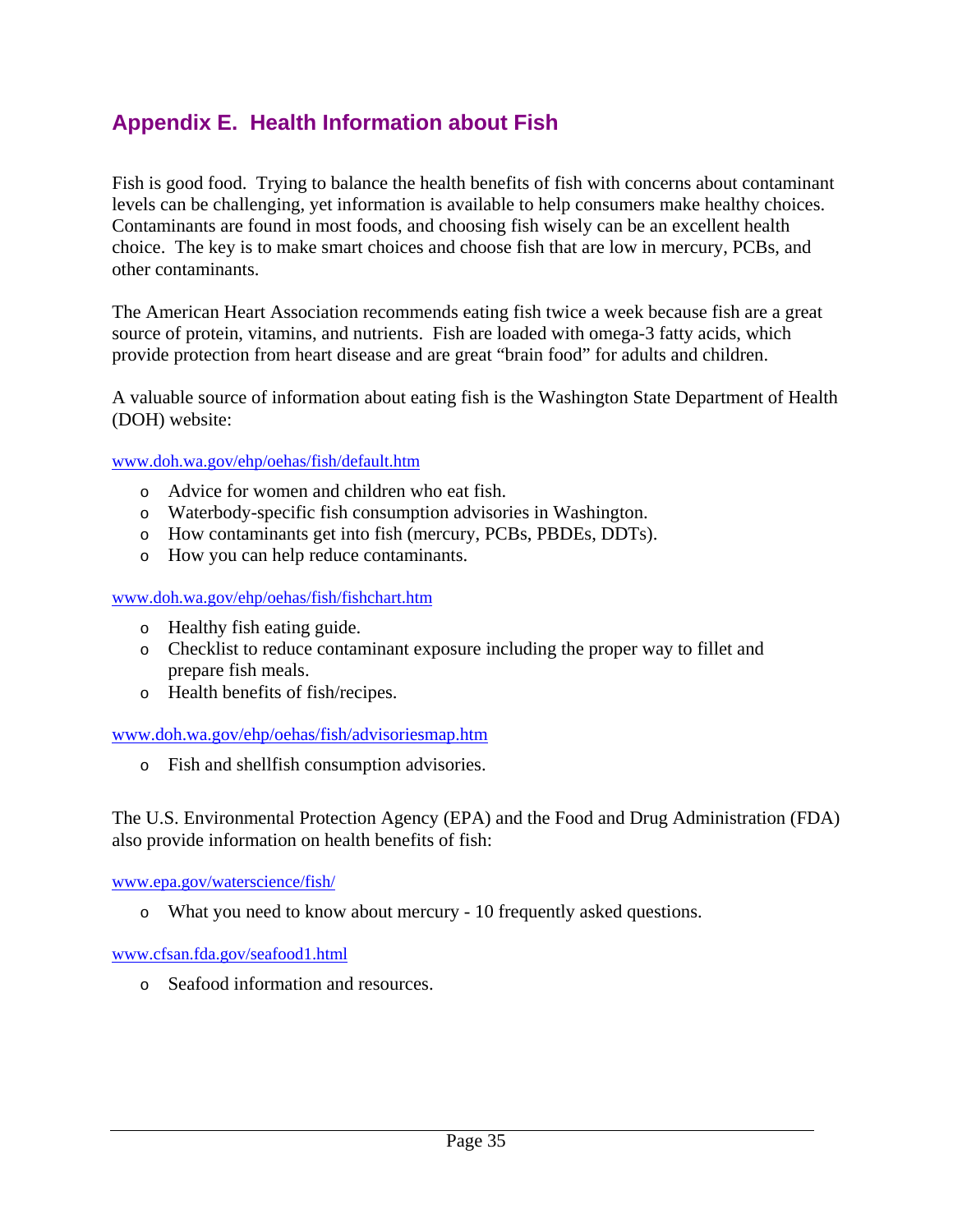## Appendix E. Health Information about Fish

Fish is good food. Trying to balance the health benefits of fish with concerns about contaminant levels can be challenging, yet information is available to help consumers make healthy choices. Contaminants are found in most foods, and choosing fish wisely can be an excellent health choice. The key is to make smart choices and choose fish that are low in mercury, PCBs, and other contaminants.

The American Heart Association recommends eating fish twice a week because fish are a great source of protein, vitamins, and nutrients. Fish are loaded with omega-3 fatty acids, which provide protection from heart disease and are great "brain food" for adults and children.

A valuable source of information about eating fish is the Washington State Department of Health (DOH) website:

www.doh.wa.gov/ehp/oehas/fish/default.htm

- Advice for women and children who eat fish.
- Waterbody-specific fish consumption advisories in Washington.
- How contaminants get into fish (mercury, PCBs, PBDEs, DDTs).
- How you can help reduce contaminants.

www.doh.wa.gov/ehp/oehas/fish/fishchart.htm

- Healthy fish eating guide.
- Checklist to reduce contaminant exposure including the proper way to fillet and prepare fish meals.
- Health benefits of fish/recipes.

www.doh.wa.gov/ehp/oehas/fish/advisoriesmap.htm

- Fish and shellfish consumption advisories.

The U.S. Environmental Protection Agency (EPA) and the Food and Drug Administration (FDA) also provide information on health benefits of fish:

www.epa.gov/waterscience/fish/

- What you need to know about mercury - 10 frequently asked questions.

www.cfsan.fda.gov/seafood1.html

- Seafood information and resources.